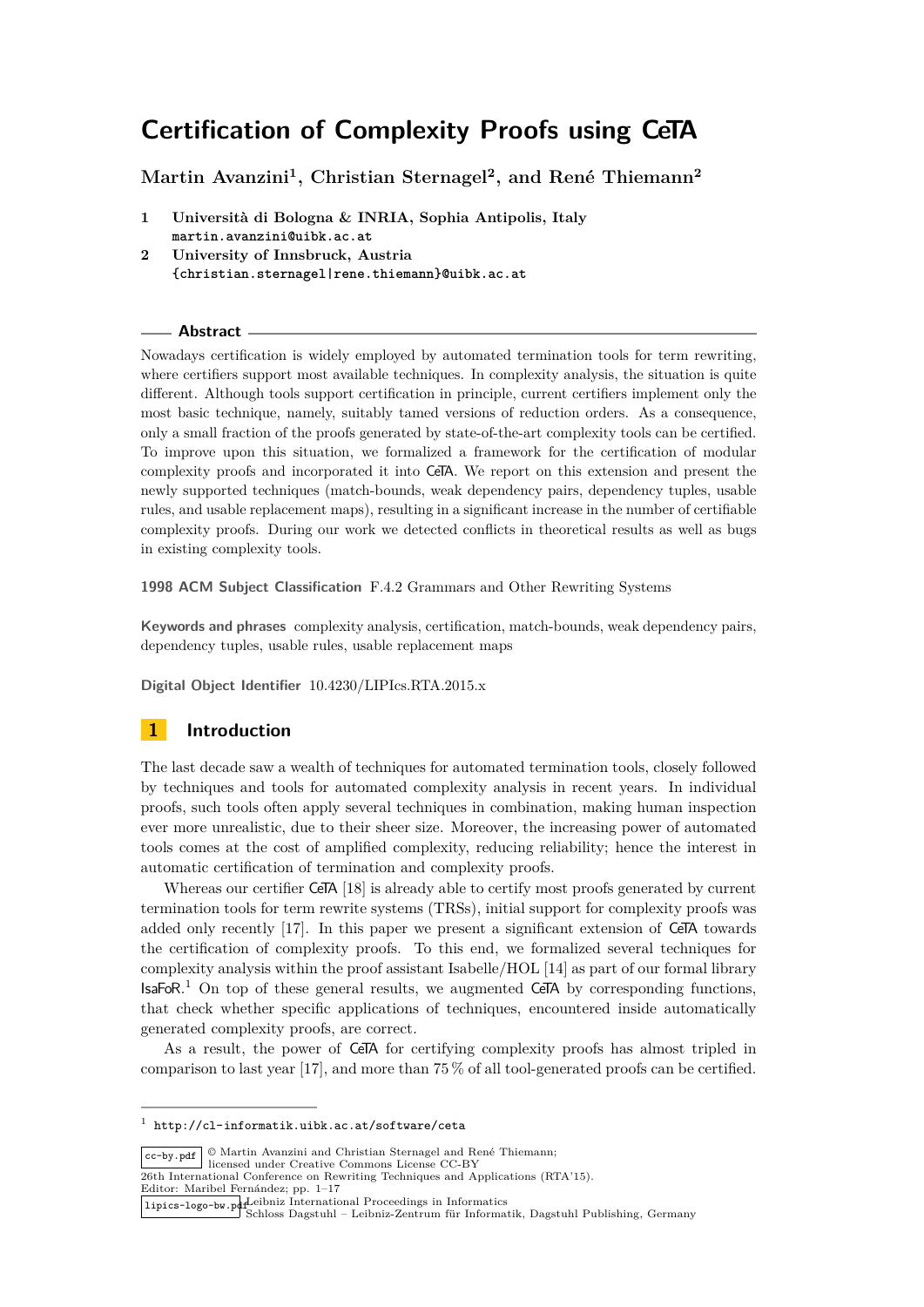# Certification of Complexity Proofs using CeTA

**Martin Avanzini[1], Christian Sternagel[2], and René Thiemann[2]**

1 **Università di Bologna & INRIA, Sophia Antipolis, Italy**
`martin.avanzini@uibk.ac.at`

2 **University of Innsbruck, Austria**
`{christian.sternagel|rene.thiemann}@uibk.ac.at`

## Abstract

Nowadays certification is widely employed by automated termination tools for term rewriting, where certifiers support most available techniques. In complexity analysis, the situation is quite different. Although tools support certification in principle, current certifiers implement only the most basic technique, namely, suitably tamed versions of reduction orders. As a consequence, only a small fraction of the proofs generated by state-of-the-art complexity tools can be certified. To improve upon this situation, we formalized a framework for the certification of modular complexity proofs and incorporated it into CeTA. We report on this extension and present the newly supported techniques (match-bounds, weak dependency pairs, dependency tuples, usable rules, and usable replacement maps), resulting in a significant increase in the number of certifiable complexity proofs. During our work we detected conflicts in theoretical results as well as bugs in existing complexity tools.

**1998 ACM Subject Classification** F.4.2 Grammars and Other Rewriting Systems

**Keywords and phrases** complexity analysis, certification, match-bounds, weak dependency pairs, dependency tuples, usable rules, usable replacement maps

**Digital Object Identifier** 10.4230/LIPIcs.RTA.2015.x

## 1 Introduction

The last decade saw a wealth of techniques for automated termination tools, closely followed by techniques and tools for automated complexity analysis in recent years. In individual proofs, such tools often apply several techniques in combination, making human inspection ever more unrealistic, due to their sheer size. Moreover, the increasing power of automated tools comes at the cost of amplified complexity, reducing reliability; hence the interest in automatic certification of termination and complexity proofs.

Whereas our certifier CeTA [18] is already able to certify most proofs generated by current termination tools for term rewrite systems (TRSs), initial support for complexity proofs was added only recently [17]. In this paper we present a significant extension of CeTA towards the certification of complexity proofs. To this end, we formalized several techniques for complexity analysis within the proof assistant Isabelle/HOL [14] as part of our formal library IsaFoR.[1] On top of these general results, we augmented CeTA by corresponding functions, that check whether specific applications of techniques, encountered inside automatically generated complexity proofs, are correct.

As a result, the power of CeTA for certifying complexity proofs has almost tripled in comparison to last year [17], and more than 75 % of all tool-generated proofs can be certified.

[1] `http://cl-informatik.uibk.ac.at/software/ceta`

© Martin Avanzini and Christian Sternagel and René Thiemann;
licensed under Creative Commons License CC-BY
26th International Conference on Rewriting Techniques and Applications (RTA'15).
Editor: Maribel Fernández; pp. 1–17
Leibniz International Proceedings in Informatics
Schloss Dagstuhl – Leibniz-Zentrum für Informatik, Dagstuhl Publishing, Germany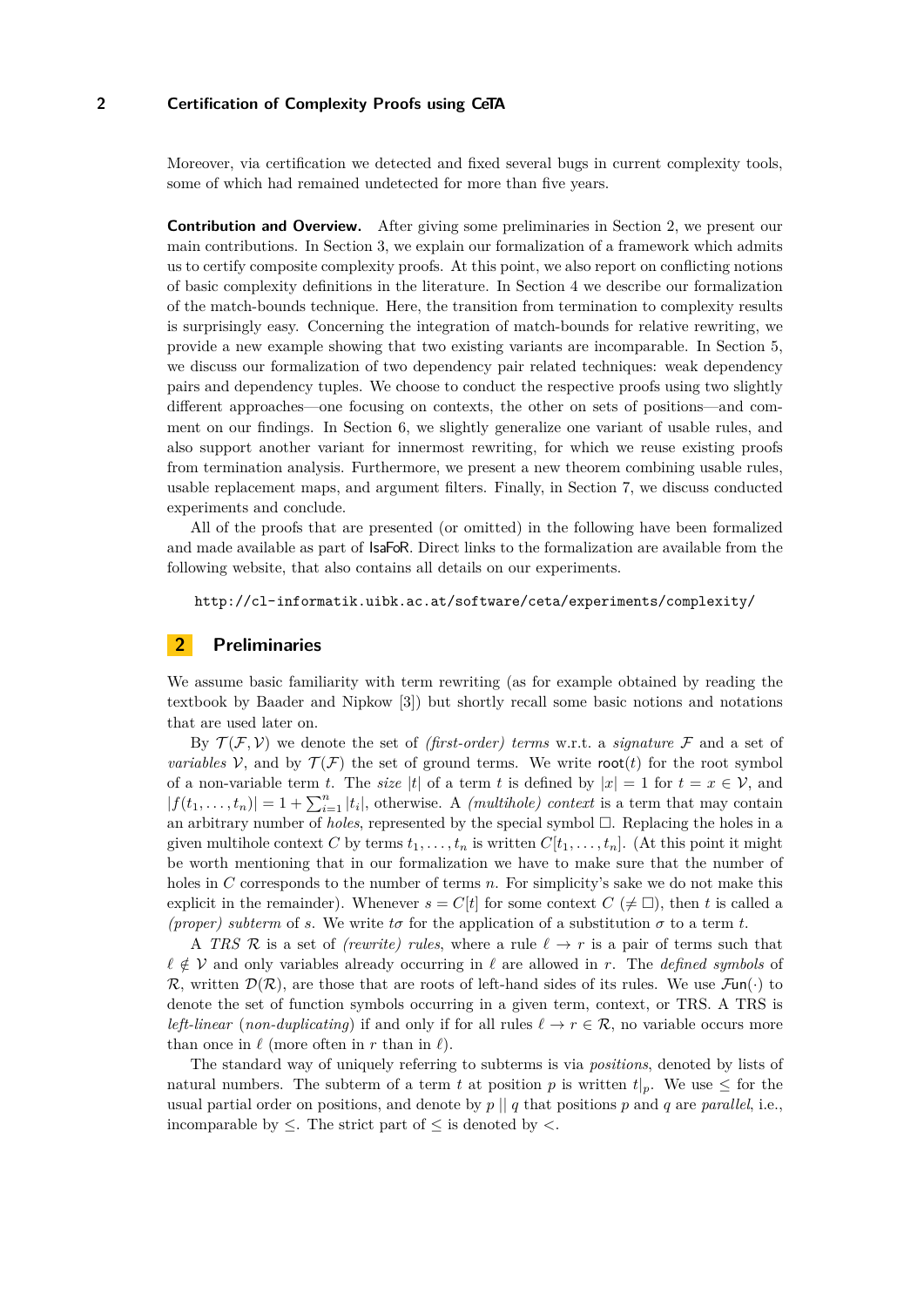Moreover, via certification we detected and fixed several bugs in current complexity tools, some of which had remained undetected for more than five years.

**Contribution and Overview.** After giving some preliminaries in Section 2, we present our main contributions. In Section 3, we explain our formalization of a framework which admits us to certify composite complexity proofs. At this point, we also report on conflicting notions of basic complexity definitions in the literature. In Section 4 we describe our formalization of the match-bounds technique. Here, the transition from termination to complexity results is surprisingly easy. Concerning the integration of match-bounds for relative rewriting, we provide a new example showing that two existing variants are incomparable. In Section 5, we discuss our formalization of two dependency pair related techniques: weak dependency pairs and dependency tuples. We choose to conduct the respective proofs using two slightly different approaches—one focusing on contexts, the other on sets of positions—and comment on our findings. In Section 6, we slightly generalize one variant of usable rules, and also support another variant for innermost rewriting, for which we reuse existing proofs from termination analysis. Furthermore, we present a new theorem combining usable rules, usable replacement maps, and argument filters. Finally, in Section 7, we discuss conducted experiments and conclude.

All of the proofs that are presented (or omitted) in the following have been formalized and made available as part of IsaFoR. Direct links to the formalization are available from the following website, that also contains all details on our experiments.

http://cl-informatik.uibk.ac.at/software/ceta/experiments/complexity/

## 2 Preliminaries

We assume basic familiarity with term rewriting (as for example obtained by reading the textbook by Baader and Nipkow [3]) but shortly recall some basic notions and notations that are used later on.

By $\mathcal{T}(\mathcal{F}, \mathcal{V})$ we denote the set of *(first-order) terms* w.r.t. a *signature* $\mathcal{F}$ and a set of *variables* $\mathcal{V}$, and by $\mathcal{T}(\mathcal{F})$ the set of ground terms. We write $\mathsf{root}(t)$ for the root symbol of a non-variable term $t$. The *size* $|t|$ of a term $t$ is defined by $|x| = 1$ for $t = x \in \mathcal{V}$, and $|f(t_1, \ldots, t_n)| = 1 + \sum_{i=1}^{n} |t_i|$, otherwise. A *(multihole) context* is a term that may contain an arbitrary number of *holes*, represented by the special symbol $\square$. Replacing the holes in a given multihole context $C$ by terms $t_1, \ldots, t_n$ is written $C[t_1, \ldots, t_n]$. (At this point it might be worth mentioning that in our formalization we have to make sure that the number of holes in $C$ corresponds to the number of terms $n$. For simplicity's sake we do not make this explicit in the remainder). Whenever $s = C[t]$ for some context $C$ $(\neq \square)$, then $t$ is called a *(proper) subterm* of $s$. We write $t\sigma$ for the application of a substitution $\sigma$ to a term $t$.

A *TRS* $\mathcal{R}$ is a set of *(rewrite) rules*, where a rule $\ell \to r$ is a pair of terms such that $\ell \notin \mathcal{V}$ and only variables already occurring in $\ell$ are allowed in $r$. The *defined symbols* of $\mathcal{R}$, written $\mathcal{D}(\mathcal{R})$, are those that are roots of left-hand sides of its rules. We use $\mathcal{F}\mathsf{un}(\cdot)$ to denote the set of function symbols occurring in a given term, context, or TRS. A TRS is *left-linear* (*non-duplicating*) if and only if for all rules $\ell \to r \in \mathcal{R}$, no variable occurs more than once in $\ell$ (more often in $r$ than in $\ell$).

The standard way of uniquely referring to subterms is via *positions*, denoted by lists of natural numbers. The subterm of a term $t$ at position $p$ is written $t|_p$. We use $\leq$ for the usual partial order on positions, and denote by $p \parallel q$ that positions $p$ and $q$ are *parallel*, i.e., incomparable by $\leq$. The strict part of $\leq$ is denoted by $<$.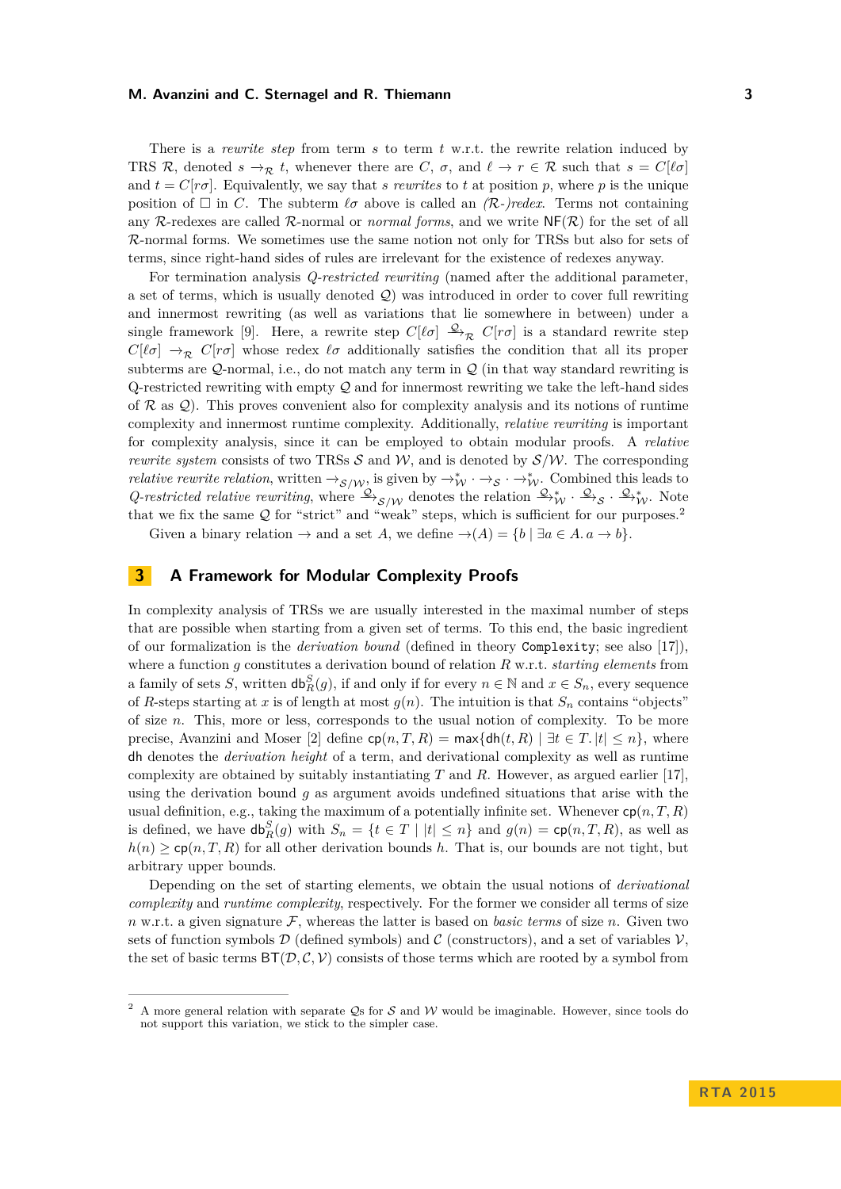There is a *rewrite step* from term $s$ to term $t$ w.r.t. the rewrite relation induced by TRS $\mathcal{R}$, denoted $s \to_{\mathcal{R}} t$, whenever there are $C$, $\sigma$, and $\ell \to r \in \mathcal{R}$ such that $s = C[\ell\sigma]$ and $t = C[r\sigma]$. Equivalently, we say that $s$ *rewrites* to $t$ at position $p$, where $p$ is the unique position of $\Box$ in $C$. The subterm $\ell\sigma$ above is called an *($\mathcal{R}$-)redex*. Terms not containing any $\mathcal{R}$-redexes are called $\mathcal{R}$-normal or *normal forms*, and we write $\mathsf{NF}(\mathcal{R})$ for the set of all $\mathcal{R}$-normal forms. We sometimes use the same notion not only for TRSs but also for sets of terms, since right-hand sides of rules are irrelevant for the existence of redexes anyway.

For termination analysis *Q-restricted rewriting* (named after the additional parameter, a set of terms, which is usually denoted $\mathcal{Q}$) was introduced in order to cover full rewriting and innermost rewriting (as well as variations that lie somewhere in between) under a single framework [9]. Here, a rewrite step $C[\ell\sigma] \xrightarrow{\mathcal{Q}}_{\mathcal{R}} C[r\sigma]$ is a standard rewrite step $C[\ell\sigma] \to_{\mathcal{R}} C[r\sigma]$ whose redex $\ell\sigma$ additionally satisfies the condition that all its proper subterms are $\mathcal{Q}$-normal, i.e., do not match any term in $\mathcal{Q}$ (in that way standard rewriting is Q-restricted rewriting with empty $\mathcal{Q}$ and for innermost rewriting we take the left-hand sides of $\mathcal{R}$ as $\mathcal{Q}$). This proves convenient also for complexity analysis and its notions of runtime complexity and innermost runtime complexity. Additionally, *relative rewriting* is important for complexity analysis, since it can be employed to obtain modular proofs. A *relative rewrite system* consists of two TRSs $\mathcal{S}$ and $\mathcal{W}$, and is denoted by $\mathcal{S}/\mathcal{W}$. The corresponding *relative rewrite relation*, written $\to_{\mathcal{S}/\mathcal{W}}$, is given by $\to_{\mathcal{W}}^{*} \cdot \to_{\mathcal{S}} \cdot \to_{\mathcal{W}}^{*}$. Combined this leads to *Q-restricted relative rewriting*, where $\xrightarrow{\mathcal{Q}}_{\mathcal{S}/\mathcal{W}}$ denotes the relation $\xrightarrow{\mathcal{Q}}_{\mathcal{W}}^{*} \cdot \xrightarrow{\mathcal{Q}}_{\mathcal{S}} \cdot \xrightarrow{\mathcal{Q}}_{\mathcal{W}}^{*}$. Note that we fix the same $\mathcal{Q}$ for "strict" and "weak" steps, which is sufficient for our purposes.[2]

Given a binary relation $\to$ and a set $A$, we define $\to(A) = \{b \mid \exists a \in A.\, a \to b\}$.

## 3 A Framework for Modular Complexity Proofs

In complexity analysis of TRSs we are usually interested in the maximal number of steps that are possible when starting from a given set of terms. To this end, the basic ingredient of our formalization is the *derivation bound* (defined in theory `Complexity`; see also [17]), where a function $g$ constitutes a derivation bound of relation $R$ w.r.t. *starting elements* from a family of sets $S$, written $\mathsf{db}_R^S(g)$, if and only if for every $n \in \mathbb{N}$ and $x \in S_n$, every sequence of $R$-steps starting at $x$ is of length at most $g(n)$. The intuition is that $S_n$ contains "objects" of size $n$. This, more or less, corresponds to the usual notion of complexity. To be more precise, Avanzini and Moser [2] define $\mathsf{cp}(n, T, R) = \max\{\mathsf{dh}(t, R) \mid \exists t \in T.\, |t| \leq n\}$, where $\mathsf{dh}$ denotes the *derivation height* of a term, and derivational complexity as well as runtime complexity are obtained by suitably instantiating $T$ and $R$. However, as argued earlier [17], using the derivation bound $g$ as argument avoids undefined situations that arise with the usual definition, e.g., taking the maximum of a potentially infinite set. Whenever $\mathsf{cp}(n, T, R)$ is defined, we have $\mathsf{db}_R^S(g)$ with $S_n = \{t \in T \mid |t| \leq n\}$ and $g(n) = \mathsf{cp}(n, T, R)$, as well as $h(n) \geq \mathsf{cp}(n, T, R)$ for all other derivation bounds $h$. That is, our bounds are not tight, but arbitrary upper bounds.

Depending on the set of starting elements, we obtain the usual notions of *derivational complexity* and *runtime complexity*, respectively. For the former we consider all terms of size $n$ w.r.t. a given signature $\mathcal{F}$, whereas the latter is based on *basic terms* of size $n$. Given two sets of function symbols $\mathcal{D}$ (defined symbols) and $\mathcal{C}$ (constructors), and a set of variables $\mathcal{V}$, the set of basic terms $\mathsf{BT}(\mathcal{D}, \mathcal{C}, \mathcal{V})$ consists of those terms which are rooted by a symbol from

---

[2] A more general relation with separate $\mathcal{Q}$s for $\mathcal{S}$ and $\mathcal{W}$ would be imaginable. However, since tools do not support this variation, we stick to the simpler case.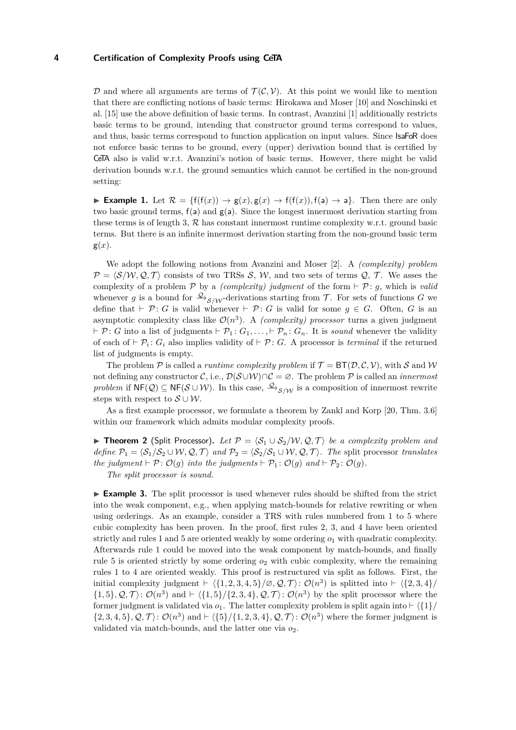$\mathcal{D}$ and where all arguments are terms of $\mathcal{T}(\mathcal{C}, \mathcal{V})$. At this point we would like to mention that there are conflicting notions of basic terms: Hirokawa and Moser [10] and Noschinski et al. [15] use the above definition of basic terms. In contrast, Avanzini [1] additionally restricts basic terms to be ground, intending that constructor ground terms correspond to values, and thus, basic terms correspond to function application on input values. Since IsaFoR does not enforce basic terms to be ground, every (upper) derivation bound that is certified by CeTA also is valid w.r.t. Avanzini's notion of basic terms. However, there might be valid derivation bounds w.r.t. the ground semantics which cannot be certified in the non-ground setting:

▶ **Example 1.** Let $\mathcal{R} = \{\mathsf{f}(\mathsf{f}(x)) \to \mathsf{g}(x), \mathsf{g}(x) \to \mathsf{f}(\mathsf{f}(x)), \mathsf{f}(\mathsf{a}) \to \mathsf{a}\}$. Then there are only two basic ground terms, $\mathsf{f}(\mathsf{a})$ and $\mathsf{g}(\mathsf{a})$. Since the longest innermost derivation starting from these terms is of length 3, $\mathcal{R}$ has constant innermost runtime complexity w.r.t. ground basic terms. But there is an infinite innermost derivation starting from the non-ground basic term $\mathsf{g}(x)$.

We adopt the following notions from Avanzini and Moser [2]. A *(complexity) problem* $\mathcal{P} = \langle \mathcal{S}/\mathcal{W}, \mathcal{Q}, \mathcal{T} \rangle$ consists of two TRSs $\mathcal{S}$, $\mathcal{W}$, and two sets of terms $\mathcal{Q}$, $\mathcal{T}$. We asses the complexity of a problem $\mathcal{P}$ by a *(complexity) judgment* of the form $\vdash \mathcal{P} \colon g$, which is *valid* whenever $g$ is a bound for $\xrightarrow{\mathcal{Q}}_{\mathcal{S}/\mathcal{W}}$-derivations starting from $\mathcal{T}$. For sets of functions $G$ we define that $\vdash \mathcal{P} \colon G$ is valid whenever $\vdash \mathcal{P} \colon G$ is valid for some $g \in G$. Often, $G$ is an asymptotic complexity class like $\mathcal{O}(n^3)$. A *(complexity) processor* turns a given judgment $\vdash \mathcal{P} \colon G$ into a list of judgments $\vdash \mathcal{P}_1 \colon G_1, \ldots, \vdash \mathcal{P}_n \colon G_n$. It is *sound* whenever the validity of each of $\vdash \mathcal{P}_i \colon G_i$ also implies validity of $\vdash \mathcal{P} \colon G$. A processor is *terminal* if the returned list of judgments is empty.

The problem $\mathcal{P}$ is called a *runtime complexity problem* if $\mathcal{T} = \mathsf{BT}(\mathcal{D}, \mathcal{C}, \mathcal{V})$, with $\mathcal{S}$ and $\mathcal{W}$ not defining any constructor $\mathcal{C}$, i.e., $\mathcal{D}(\mathcal{S} \cup \mathcal{W}) \cap \mathcal{C} = \varnothing$. The problem $\mathcal{P}$ is called an *innermost problem* if $\mathsf{NF}(\mathcal{Q}) \subseteq \mathsf{NF}(\mathcal{S} \cup \mathcal{W})$. In this case, $\xrightarrow{\mathcal{Q}}_{\mathcal{S}/\mathcal{W}}$ is a composition of innermost rewrite steps with respect to $\mathcal{S} \cup \mathcal{W}$.

As a first example processor, we formulate a theorem by Zankl and Korp [20, Thm. 3.6] within our framework which admits modular complexity proofs.

▶ **Theorem 2** (Split Processor). *Let $\mathcal{P} = \langle \mathcal{S}_1 \cup \mathcal{S}_2/\mathcal{W}, \mathcal{Q}, \mathcal{T} \rangle$ be a complexity problem and define $\mathcal{P}_1 = \langle \mathcal{S}_1/\mathcal{S}_2 \cup \mathcal{W}, \mathcal{Q}, \mathcal{T} \rangle$ and $\mathcal{P}_2 = \langle \mathcal{S}_2/\mathcal{S}_1 \cup \mathcal{W}, \mathcal{Q}, \mathcal{T} \rangle$. The* split processor *translates the judgment $\vdash \mathcal{P} \colon \mathcal{O}(g)$ into the judgments $\vdash \mathcal{P}_1 \colon \mathcal{O}(g)$ and $\vdash \mathcal{P}_2 \colon \mathcal{O}(g)$.*

*The split processor is sound.*

▶ **Example 3.** The split processor is used whenever rules should be shifted from the strict into the weak component, e.g., when applying match-bounds for relative rewriting or when using orderings. As an example, consider a TRS with rules numbered from 1 to 5 where cubic complexity has been proven. In the proof, first rules 2, 3, and 4 have been oriented strictly and rules 1 and 5 are oriented weakly by some ordering $o_1$ with quadratic complexity. Afterwards rule 1 could be moved into the weak component by match-bounds, and finally rule 5 is oriented strictly by some ordering $o_2$ with cubic complexity, where the remaining rules 1 to 4 are oriented weakly. This proof is restructured via split as follows. First, the initial complexity judgment $\vdash \langle \{1,2,3,4,5\}/\varnothing, \mathcal{Q}, \mathcal{T} \rangle \colon \mathcal{O}(n^3)$ is splitted into $\vdash \langle \{2,3,4\}/\{1,5\}, \mathcal{Q}, \mathcal{T} \rangle \colon \mathcal{O}(n^3)$ and $\vdash \langle \{1,5\}/\{2,3,4\}, \mathcal{Q}, \mathcal{T} \rangle \colon \mathcal{O}(n^3)$ by the split processor where the former judgment is validated via $o_1$. The latter complexity problem is split again into $\vdash \langle \{1\}/\{2,3,4,5\}, \mathcal{Q}, \mathcal{T} \rangle \colon \mathcal{O}(n^3)$ and $\vdash \langle \{5\}/\{1,2,3,4\}, \mathcal{Q}, \mathcal{T} \rangle \colon \mathcal{O}(n^3)$ where the former judgment is validated via match-bounds, and the latter one via $o_2$.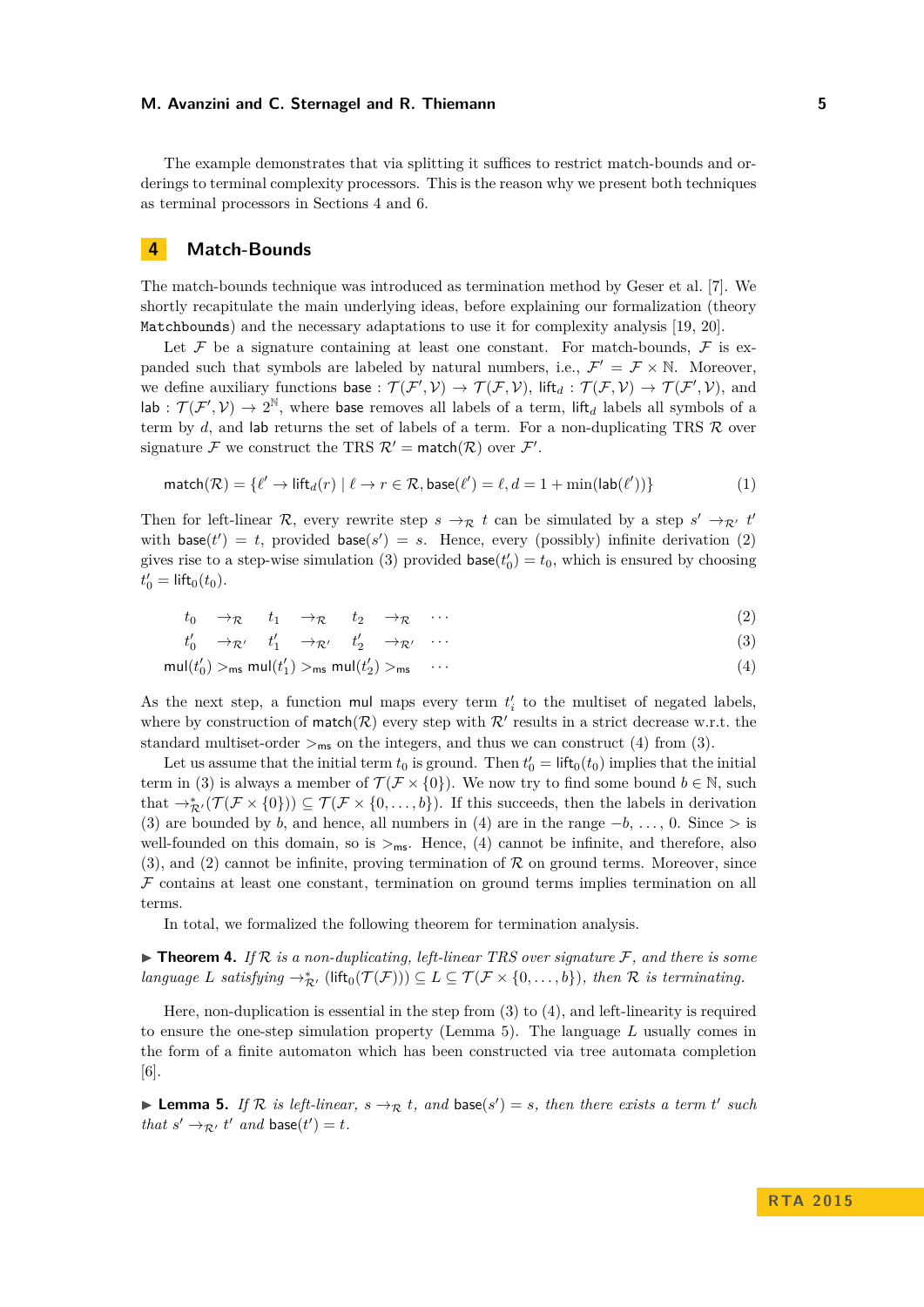The example demonstrates that via splitting it suffices to restrict match-bounds and orderings to terminal complexity processors. This is the reason why we present both techniques as terminal processors in Sections 4 and 6.

## 4 Match-Bounds

The match-bounds technique was introduced as termination method by Geser et al. [7]. We shortly recapitulate the main underlying ideas, before explaining our formalization (theory `Matchbounds`) and the necessary adaptations to use it for complexity analysis [19, 20].

Let $\mathcal{F}$ be a signature containing at least one constant. For match-bounds, $\mathcal{F}$ is expanded such that symbols are labeled by natural numbers, i.e., $\mathcal{F}' = \mathcal{F} \times \mathbb{N}$. Moreover, we define auxiliary functions $\mathsf{base} : \mathcal{T}(\mathcal{F}', \mathcal{V}) \to \mathcal{T}(\mathcal{F}, \mathcal{V})$, $\mathsf{lift}_d : \mathcal{T}(\mathcal{F}, \mathcal{V}) \to \mathcal{T}(\mathcal{F}', \mathcal{V})$, and $\mathsf{lab} : \mathcal{T}(\mathcal{F}', \mathcal{V}) \to 2^{\mathbb{N}}$, where $\mathsf{base}$ removes all labels of a term, $\mathsf{lift}_d$ labels all symbols of a term by $d$, and $\mathsf{lab}$ returns the set of labels of a term. For a non-duplicating TRS $\mathcal{R}$ over signature $\mathcal{F}$ we construct the TRS $\mathcal{R}' = \mathsf{match}(\mathcal{R})$ over $\mathcal{F}'$.

$$\mathsf{match}(\mathcal{R}) = \{\ell' \to \mathsf{lift}_d(r) \mid \ell \to r \in \mathcal{R}, \mathsf{base}(\ell') = \ell, d = 1 + \min(\mathsf{lab}(\ell'))\} \tag{1}$$

Then for left-linear $\mathcal{R}$, every rewrite step $s \to_{\mathcal{R}} t$ can be simulated by a step $s' \to_{\mathcal{R}'} t'$ with $\mathsf{base}(t') = t$, provided $\mathsf{base}(s') = s$. Hence, every (possibly) infinite derivation (2) gives rise to a step-wise simulation (3) provided $\mathsf{base}(t'_0) = t_0$, which is ensured by choosing $t'_0 = \mathsf{lift}_0(t_0)$.

$$t_0 \;\to_{\mathcal{R}}\; t_1 \;\to_{\mathcal{R}}\; t_2 \;\to_{\mathcal{R}}\; \cdots \tag{2}$$

$$t'_0 \;\to_{\mathcal{R}'}\; t'_1 \;\to_{\mathcal{R}'}\; t'_2 \;\to_{\mathcal{R}'}\; \cdots \tag{3}$$

$$\mathsf{mul}(t'_0) >_{\mathsf{ms}} \mathsf{mul}(t'_1) >_{\mathsf{ms}} \mathsf{mul}(t'_2) >_{\mathsf{ms}} \;\cdots \tag{4}$$

As the next step, a function $\mathsf{mul}$ maps every term $t'_i$ to the multiset of negated labels, where by construction of $\mathsf{match}(\mathcal{R})$ every step with $\mathcal{R}'$ results in a strict decrease w.r.t. the standard multiset-order $>_{\mathsf{ms}}$ on the integers, and thus we can construct (4) from (3).

Let us assume that the initial term $t_0$ is ground. Then $t'_0 = \mathsf{lift}_0(t_0)$ implies that the initial term in (3) is always a member of $\mathcal{T}(\mathcal{F} \times \{0\})$. We now try to find some bound $b \in \mathbb{N}$, such that $\to^*_{\mathcal{R}'}(\mathcal{T}(\mathcal{F} \times \{0\})) \subseteq \mathcal{T}(\mathcal{F} \times \{0, \ldots, b\})$. If this succeeds, then the labels in derivation (3) are bounded by $b$, and hence, all numbers in (4) are in the range $-b, \ldots, 0$. Since $>$ is well-founded on this domain, so is $>_{\mathsf{ms}}$. Hence, (4) cannot be infinite, and therefore, also (3), and (2) cannot be infinite, proving termination of $\mathcal{R}$ on ground terms. Moreover, since $\mathcal{F}$ contains at least one constant, termination on ground terms implies termination on all terms.

In total, we formalized the following theorem for termination analysis.

▶ **Theorem 4.** *If $\mathcal{R}$ is a non-duplicating, left-linear TRS over signature $\mathcal{F}$, and there is some language $L$ satisfying $\to^*_{\mathcal{R}'} (\mathsf{lift}_0(\mathcal{T}(\mathcal{F}))) \subseteq L \subseteq \mathcal{T}(\mathcal{F} \times \{0, \ldots, b\})$, then $\mathcal{R}$ is terminating.*

Here, non-duplication is essential in the step from (3) to (4), and left-linearity is required to ensure the one-step simulation property (Lemma 5). The language $L$ usually comes in the form of a finite automaton which has been constructed via tree automata completion [6].

▶ **Lemma 5.** *If $\mathcal{R}$ is left-linear, $s \to_{\mathcal{R}} t$, and $\mathsf{base}(s') = s$, then there exists a term $t'$ such that $s' \to_{\mathcal{R}'} t'$ and $\mathsf{base}(t') = t$.*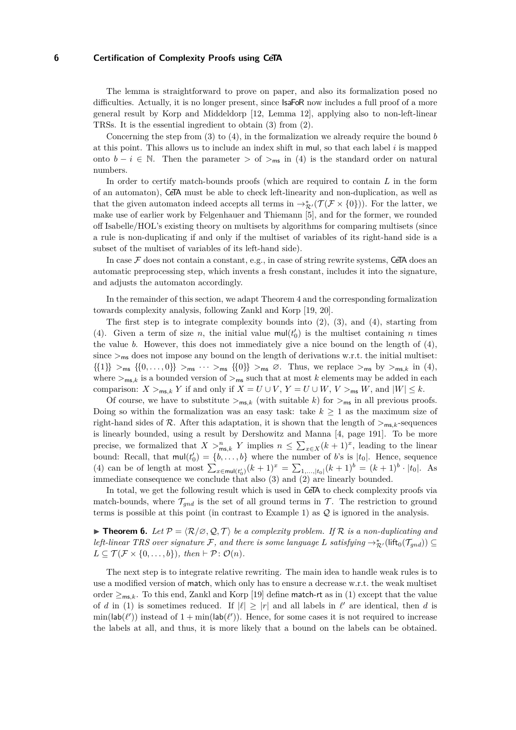The lemma is straightforward to prove on paper, and also its formalization posed no difficulties. Actually, it is no longer present, since IsaFoR now includes a full proof of a more general result by Korp and Middeldorp [12, Lemma 12], applying also to non-left-linear TRSs. It is the essential ingredient to obtain (3) from (2).

Concerning the step from (3) to (4), in the formalization we already require the bound $b$ at this point. This allows us to include an index shift in $\mathsf{mul}$, so that each label $i$ is mapped onto $b - i \in \mathbb{N}$. Then the parameter $>$ of $>_{\mathsf{ms}}$ in (4) is the standard order on natural numbers.

In order to certify match-bounds proofs (which are required to contain $L$ in the form of an automaton), CeTA must be able to check left-linearity and non-duplication, as well as that the given automaton indeed accepts all terms in $\rightarrow^*_{\mathcal{R}'}(\mathcal{T}(\mathcal{F} \times \{0\}))$. For the latter, we make use of earlier work by Felgenhauer and Thiemann [5], and for the former, we rounded off Isabelle/HOL's existing theory on multisets by algorithms for comparing multisets (since a rule is non-duplicating if and only if the multiset of variables of its right-hand side is a subset of the multiset of variables of its left-hand side).

In case $\mathcal{F}$ does not contain a constant, e.g., in case of string rewrite systems, CeTA does an automatic preprocessing step, which invents a fresh constant, includes it into the signature, and adjusts the automaton accordingly.

In the remainder of this section, we adapt Theorem 4 and the corresponding formalization towards complexity analysis, following Zankl and Korp [19, 20].

The first step is to integrate complexity bounds into (2), (3), and (4), starting from (4). Given a term of size $n$, the initial value $\mathsf{mul}(t'_0)$ is the multiset containing $n$ times the value $b$. However, this does not immediately give a nice bound on the length of (4), since $>_{\mathsf{ms}}$ does not impose any bound on the length of derivations w.r.t. the initial multiset: $\{\{1\}\} >_{\mathsf{ms}} \{\{0,\ldots,0\}\} >_{\mathsf{ms}} \cdots >_{\mathsf{ms}} \{\{0\}\} >_{\mathsf{ms}} \varnothing$. Thus, we replace $>_{\mathsf{ms}}$ by $>_{\mathsf{ms},k}$ in (4), where $>_{\mathsf{ms},k}$ is a bounded version of $>_{\mathsf{ms}}$ such that at most $k$ elements may be added in each comparison: $X >_{\mathsf{ms},k} Y$ if and only if $X = U \cup V$, $Y = U \cup W$, $V >_{\mathsf{ms}} W$, and $|W| \leq k$.

Of course, we have to substitute $>_{\mathsf{ms},k}$ (with suitable $k$) for $>_{\mathsf{ms}}$ in all previous proofs. Doing so within the formalization was an easy task: take $k \geq 1$ as the maximum size of right-hand sides of $\mathcal{R}$. After this adaptation, it is shown that the length of $>_{\mathsf{ms},k}$-sequences is linearly bounded, using a result by Dershowitz and Manna [4, page 191]. To be more precise, we formalized that $X >^n_{\mathsf{ms},k} Y$ implies $n \leq \sum_{x \in X}(k+1)^x$, leading to the linear bound: Recall, that $\mathsf{mul}(t'_0) = \{b, \ldots, b\}$ where the number of $b$'s is $|t_0|$. Hence, sequence (4) can be of length at most $\sum_{x \in \mathsf{mul}(t'_0)}(k+1)^x = \sum_{1,\ldots,|t_0|}(k+1)^b = (k+1)^b \cdot |t_0|$. As immediate consequence we conclude that also (3) and (2) are linearly bounded.

In total, we get the following result which is used in CeTA to check complexity proofs via match-bounds, where $\mathcal{T}_{gnd}$ is the set of all ground terms in $\mathcal{T}$. The restriction to ground terms is possible at this point (in contrast to Example 1) as $\mathcal{Q}$ is ignored in the analysis.

▶ **Theorem 6.** *Let $\mathcal{P} = \langle \mathcal{R}/\varnothing, \mathcal{Q}, \mathcal{T} \rangle$ be a complexity problem. If $\mathcal{R}$ is a non-duplicating and left-linear TRS over signature $\mathcal{F}$, and there is some language $L$ satisfying $\rightarrow^*_{\mathcal{R}'}(\mathsf{lift}_0(\mathcal{T}_{gnd})) \subseteq L \subseteq \mathcal{T}(\mathcal{F} \times \{0,\ldots,b\})$, then $\vdash \mathcal{P} \colon \mathcal{O}(n)$.*

The next step is to integrate relative rewriting. The main idea to handle weak rules is to use a modified version of $\mathsf{match}$, which only has to ensure a decrease w.r.t. the weak multiset order $\geq_{\mathsf{ms},k}$. To this end, Zankl and Korp [19] define $\mathsf{match\text{-}rt}$ as in (1) except that the value of $d$ in (1) is sometimes reduced. If $|\ell| \geq |r|$ and all labels in $\ell'$ are identical, then $d$ is $\min(\mathsf{lab}(\ell'))$ instead of $1 + \min(\mathsf{lab}(\ell'))$. Hence, for some cases it is not required to increase the labels at all, and thus, it is more likely that a bound on the labels can be obtained.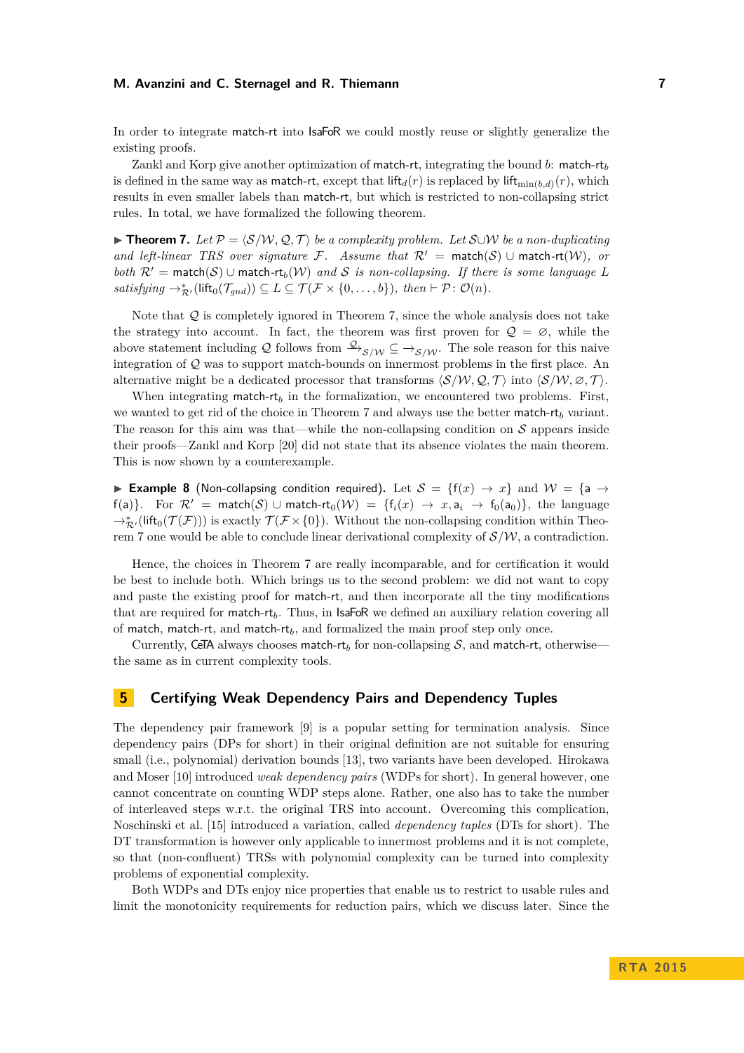In order to integrate match-rt into IsaFoR we could mostly reuse or slightly generalize the existing proofs.

Zankl and Korp give another optimization of match-rt, integrating the bound $b$: $\mathsf{match\text{-}rt}_b$ is defined in the same way as match-rt, except that $\mathsf{lift}_d(r)$ is replaced by $\mathsf{lift}_{\min(b,d)}(r)$, which results in even smaller labels than match-rt, but which is restricted to non-collapsing strict rules. In total, we have formalized the following theorem.

▶ **Theorem 7.** *Let $\mathcal{P} = \langle \mathcal{S}/\mathcal{W}, \mathcal{Q}, \mathcal{T}\rangle$ be a complexity problem. Let $\mathcal{S} \cup \mathcal{W}$ be a non-duplicating and left-linear TRS over signature $\mathcal{F}$. Assume that $\mathcal{R}' = \mathsf{match}(\mathcal{S}) \cup \mathsf{match\text{-}rt}(\mathcal{W})$, or both $\mathcal{R}' = \mathsf{match}(\mathcal{S}) \cup \mathsf{match\text{-}rt}_b(\mathcal{W})$ and $\mathcal{S}$ is non-collapsing. If there is some language $L$ satisfying $\to^*_{\mathcal{R}'}(\mathsf{lift}_0(\mathcal{T}_{gnd})) \subseteq L \subseteq \mathcal{T}(\mathcal{F} \times \{0, \ldots, b\})$, then $\vdash \mathcal{P} \colon \mathcal{O}(n)$.*

Note that $\mathcal{Q}$ is completely ignored in Theorem 7, since the whole analysis does not take the strategy into account. In fact, the theorem was first proven for $\mathcal{Q} = \varnothing$, while the above statement including $\mathcal{Q}$ follows from $\xrightarrow{\mathcal{Q}}_{\mathcal{S}/\mathcal{W}} \subseteq \to_{\mathcal{S}/\mathcal{W}}$. The sole reason for this naive integration of $\mathcal{Q}$ was to support match-bounds on innermost problems in the first place. An alternative might be a dedicated processor that transforms $\langle \mathcal{S}/\mathcal{W}, \mathcal{Q}, \mathcal{T}\rangle$ into $\langle \mathcal{S}/\mathcal{W}, \varnothing, \mathcal{T}\rangle$.

When integrating $\mathsf{match\text{-}rt}_b$ in the formalization, we encountered two problems. First, we wanted to get rid of the choice in Theorem 7 and always use the better $\mathsf{match\text{-}rt}_b$ variant. The reason for this aim was that—while the non-collapsing condition on $\mathcal{S}$ appears inside their proofs—Zankl and Korp [20] did not state that its absence violates the main theorem. This is now shown by a counterexample.

▶ **Example 8** (Non-collapsing condition required)**.** Let $\mathcal{S} = \{\mathsf{f}(x) \to x\}$ and $\mathcal{W} = \{\mathsf{a} \to \mathsf{f}(\mathsf{a})\}$. For $\mathcal{R}' = \mathsf{match}(\mathcal{S}) \cup \mathsf{match\text{-}rt}_0(\mathcal{W}) = \{\mathsf{f}_i(x) \to x, \mathsf{a}_i \to \mathsf{f}_0(\mathsf{a}_0)\}$, the language $\to^*_{\mathcal{R}'}(\mathsf{lift}_0(\mathcal{T}(\mathcal{F})))$ is exactly $\mathcal{T}(\mathcal{F} \times \{0\})$. Without the non-collapsing condition within Theorem 7 one would be able to conclude linear derivational complexity of $\mathcal{S}/\mathcal{W}$, a contradiction.

Hence, the choices in Theorem 7 are really incomparable, and for certification it would be best to include both. Which brings us to the second problem: we did not want to copy and paste the existing proof for match-rt, and then incorporate all the tiny modifications that are required for $\mathsf{match\text{-}rt}_b$. Thus, in IsaFoR we defined an auxiliary relation covering all of match, match-rt, and $\mathsf{match\text{-}rt}_b$, and formalized the main proof step only once.

Currently, CeTA always chooses $\mathsf{match\text{-}rt}_b$ for non-collapsing $\mathcal{S}$, and match-rt, otherwise—the same as in current complexity tools.

## 5 Certifying Weak Dependency Pairs and Dependency Tuples

The dependency pair framework [9] is a popular setting for termination analysis. Since dependency pairs (DPs for short) in their original definition are not suitable for ensuring small (i.e., polynomial) derivation bounds [13], two variants have been developed. Hirokawa and Moser [10] introduced *weak dependency pairs* (WDPs for short). In general however, one cannot concentrate on counting WDP steps alone. Rather, one also has to take the number of interleaved steps w.r.t. the original TRS into account. Overcoming this complication, Noschinski et al. [15] introduced a variation, called *dependency tuples* (DTs for short). The DT transformation is however only applicable to innermost problems and it is not complete, so that (non-confluent) TRSs with polynomial complexity can be turned into complexity problems of exponential complexity.

Both WDPs and DTs enjoy nice properties that enable us to restrict to usable rules and limit the monotonicity requirements for reduction pairs, which we discuss later. Since the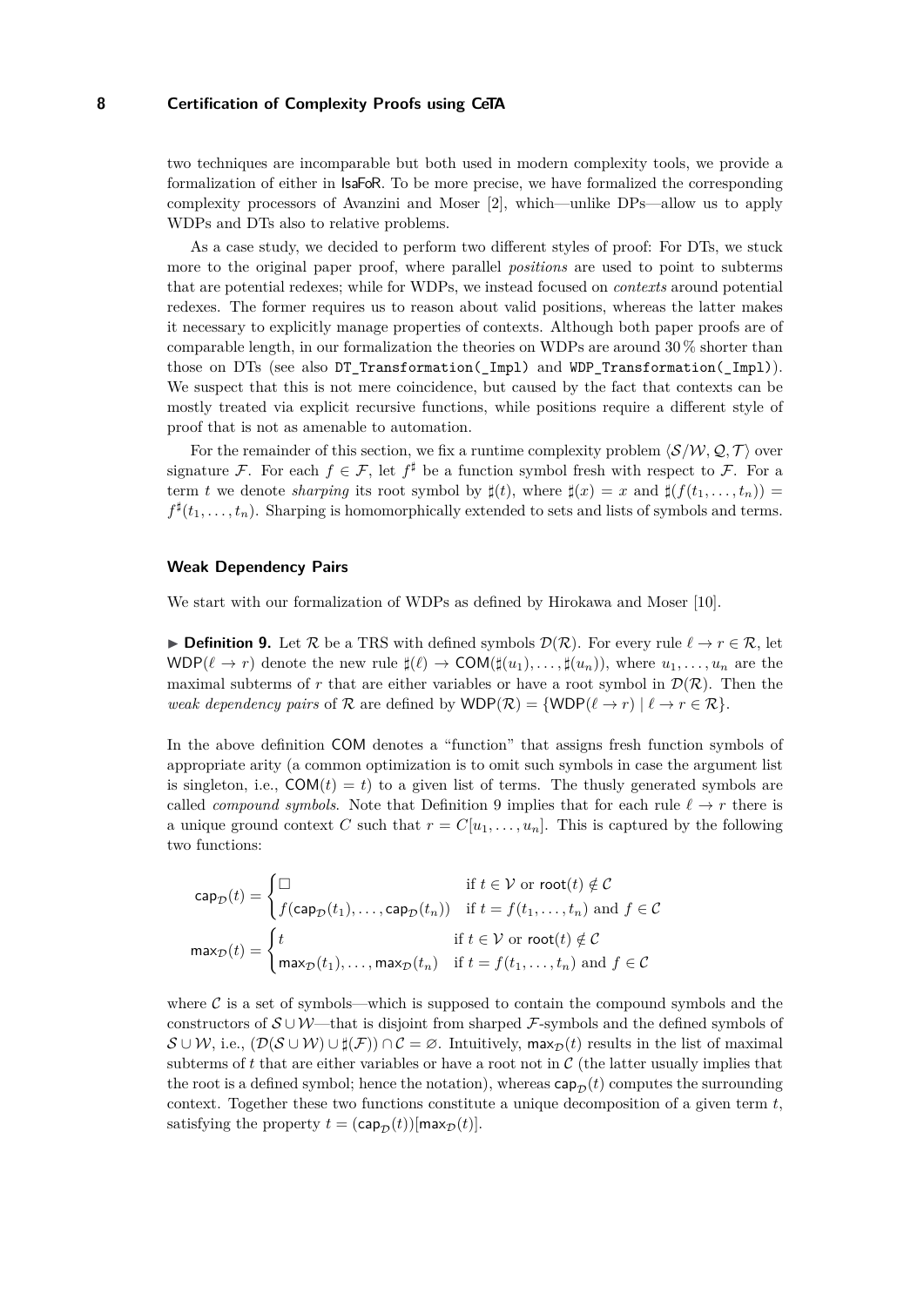two techniques are incomparable but both used in modern complexity tools, we provide a formalization of either in IsaFoR. To be more precise, we have formalized the corresponding complexity processors of Avanzini and Moser [2], which—unlike DPs—allow us to apply WDPs and DTs also to relative problems.

As a case study, we decided to perform two different styles of proof: For DTs, we stuck more to the original paper proof, where parallel *positions* are used to point to subterms that are potential redexes; while for WDPs, we instead focused on *contexts* around potential redexes. The former requires us to reason about valid positions, whereas the latter makes it necessary to explicitly manage properties of contexts. Although both paper proofs are of comparable length, in our formalization the theories on WDPs are around 30 % shorter than those on DTs (see also `DT_Transformation(_Impl)` and `WDP_Transformation(_Impl)`). We suspect that this is not mere coincidence, but caused by the fact that contexts can be mostly treated via explicit recursive functions, while positions require a different style of proof that is not as amenable to automation.

For the remainder of this section, we fix a runtime complexity problem $\langle \mathcal{S}/\mathcal{W}, \mathcal{Q}, \mathcal{T}\rangle$ over signature $\mathcal{F}$. For each $f \in \mathcal{F}$, let $f^\sharp$ be a function symbol fresh with respect to $\mathcal{F}$. For a term $t$ we denote *sharping* its root symbol by $\sharp(t)$, where $\sharp(x) = x$ and $\sharp(f(t_1, \ldots, t_n)) = f^\sharp(t_1, \ldots, t_n)$. Sharping is homomorphically extended to sets and lists of symbols and terms.

### Weak Dependency Pairs

We start with our formalization of WDPs as defined by Hirokawa and Moser [10].

**Definition 9.** Let $\mathcal{R}$ be a TRS with defined symbols $\mathcal{D}(\mathcal{R})$. For every rule $\ell \to r \in \mathcal{R}$, let $\mathsf{WDP}(\ell \to r)$ denote the new rule $\sharp(\ell) \to \mathsf{COM}(\sharp(u_1), \ldots, \sharp(u_n))$, where $u_1, \ldots, u_n$ are the maximal subterms of $r$ that are either variables or have a root symbol in $\mathcal{D}(\mathcal{R})$. Then the *weak dependency pairs* of $\mathcal{R}$ are defined by $\mathsf{WDP}(\mathcal{R}) = \{\mathsf{WDP}(\ell \to r) \mid \ell \to r \in \mathcal{R}\}$.

In the above definition COM denotes a "function" that assigns fresh function symbols of appropriate arity (a common optimization is to omit such symbols in case the argument list is singleton, i.e., $\mathsf{COM}(t) = t$) to a given list of terms. The thusly generated symbols are called *compound symbols*. Note that Definition 9 implies that for each rule $\ell \to r$ there is a unique ground context $C$ such that $r = C[u_1, \ldots, u_n]$. This is captured by the following two functions:

$$\mathsf{cap}_{\mathcal{D}}(t) = \begin{cases} \square & \text{if } t \in \mathcal{V} \text{ or } \mathsf{root}(t) \notin \mathcal{C} \\ f(\mathsf{cap}_{\mathcal{D}}(t_1), \ldots, \mathsf{cap}_{\mathcal{D}}(t_n)) & \text{if } t = f(t_1, \ldots, t_n) \text{ and } f \in \mathcal{C} \end{cases}$$

$$\mathsf{max}_{\mathcal{D}}(t) = \begin{cases} t & \text{if } t \in \mathcal{V} \text{ or } \mathsf{root}(t) \notin \mathcal{C} \\ \mathsf{max}_{\mathcal{D}}(t_1), \ldots, \mathsf{max}_{\mathcal{D}}(t_n) & \text{if } t = f(t_1, \ldots, t_n) \text{ and } f \in \mathcal{C} \end{cases}$$

where $\mathcal{C}$ is a set of symbols—which is supposed to contain the compound symbols and the constructors of $\mathcal{S} \cup \mathcal{W}$—that is disjoint from sharped $\mathcal{F}$-symbols and the defined symbols of $\mathcal{S} \cup \mathcal{W}$, i.e., $(\mathcal{D}(\mathcal{S} \cup \mathcal{W}) \cup \sharp(\mathcal{F})) \cap \mathcal{C} = \varnothing$. Intuitively, $\mathsf{max}_{\mathcal{D}}(t)$ results in the list of maximal subterms of $t$ that are either variables or have a root not in $\mathcal{C}$ (the latter usually implies that the root is a defined symbol; hence the notation), whereas $\mathsf{cap}_{\mathcal{D}}(t)$ computes the surrounding context. Together these two functions constitute a unique decomposition of a given term $t$, satisfying the property $t = (\mathsf{cap}_{\mathcal{D}}(t))[\mathsf{max}_{\mathcal{D}}(t)]$.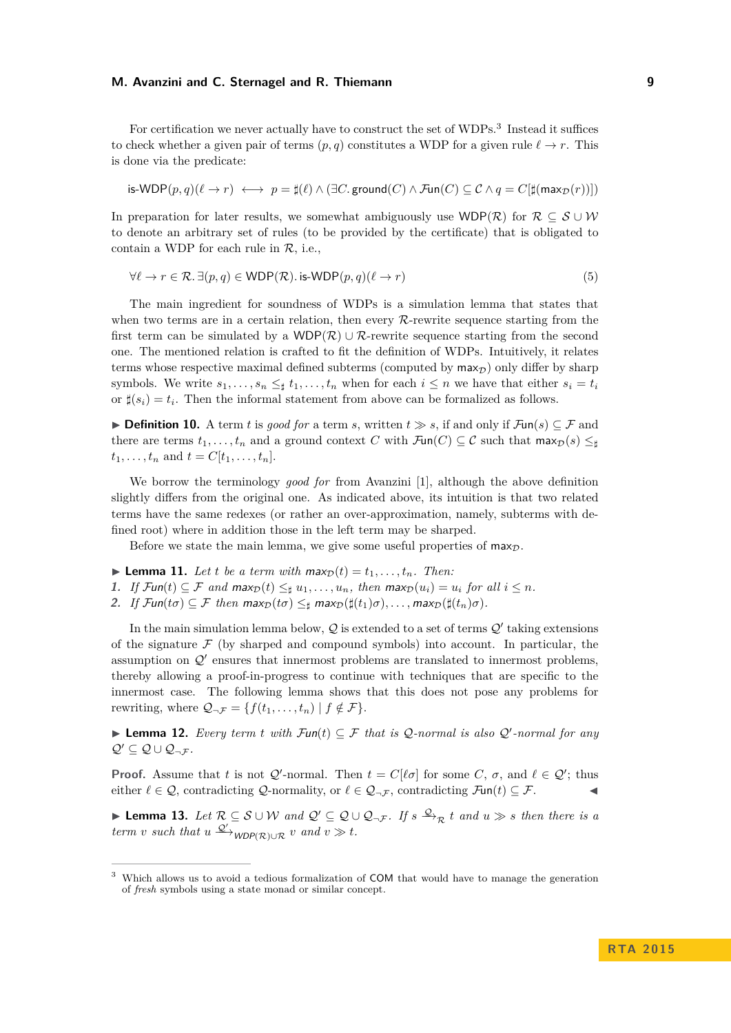For certification we never actually have to construct the set of WDPs.[3] Instead it suffices to check whether a given pair of terms $(p, q)$ constitutes a WDP for a given rule $\ell \to r$. This is done via the predicate:

$$\text{is-WDP}(p, q)(\ell \to r) \;\longleftrightarrow\; p = \sharp(\ell) \wedge (\exists C.\, \mathsf{ground}(C) \wedge \mathcal{F}\mathsf{un}(C) \subseteq \mathcal{C} \wedge q = C[\sharp(\mathsf{max}_{\mathcal{D}}(r))])$$

In preparation for later results, we somewhat ambiguously use $\mathsf{WDP}(\mathcal{R})$ for $\mathcal{R} \subseteq \mathcal{S} \cup \mathcal{W}$ to denote an arbitrary set of rules (to be provided by the certificate) that is obligated to contain a WDP for each rule in $\mathcal{R}$, i.e.,

$$\forall \ell \to r \in \mathcal{R}.\, \exists (p, q) \in \mathsf{WDP}(\mathcal{R}).\, \text{is-WDP}(p, q)(\ell \to r) \tag{5}$$

The main ingredient for soundness of WDPs is a simulation lemma that states that when two terms are in a certain relation, then every $\mathcal{R}$-rewrite sequence starting from the first term can be simulated by a $\mathsf{WDP}(\mathcal{R}) \cup \mathcal{R}$-rewrite sequence starting from the second one. The mentioned relation is crafted to fit the definition of WDPs. Intuitively, it relates terms whose respective maximal defined subterms (computed by $\mathsf{max}_{\mathcal{D}}$) only differ by sharp symbols. We write $s_1, \ldots, s_n \leq_\sharp t_1, \ldots, t_n$ when for each $i \leq n$ we have that either $s_i = t_i$ or $\sharp(s_i) = t_i$. Then the informal statement from above can be formalized as follows.

▶ **Definition 10.** A term $t$ is *good for* a term $s$, written $t \gg s$, if and only if $\mathcal{F}\mathsf{un}(s) \subseteq \mathcal{F}$ and there are terms $t_1, \ldots, t_n$ and a ground context $C$ with $\mathcal{F}\mathsf{un}(C) \subseteq \mathcal{C}$ such that $\mathsf{max}_{\mathcal{D}}(s) \leq_\sharp t_1, \ldots, t_n$ and $t = C[t_1, \ldots, t_n]$.

We borrow the terminology *good for* from Avanzini [1], although the above definition slightly differs from the original one. As indicated above, its intuition is that two related terms have the same redexes (or rather an over-approximation, namely, subterms with defined root) where in addition those in the left term may be sharped.

Before we state the main lemma, we give some useful properties of $\mathsf{max}_{\mathcal{D}}$.

▶ **Lemma 11.** *Let $t$ be a term with $\mathsf{max}_{\mathcal{D}}(t) = t_1, \ldots, t_n$. Then:*
1. *If $\mathcal{F}\mathsf{un}(t) \subseteq \mathcal{F}$ and $\mathsf{max}_{\mathcal{D}}(t) \leq_\sharp u_1, \ldots, u_n$, then $\mathsf{max}_{\mathcal{D}}(u_i) = u_i$ for all $i \leq n$.*
2. *If $\mathcal{F}\mathsf{un}(t\sigma) \subseteq \mathcal{F}$ then $\mathsf{max}_{\mathcal{D}}(t\sigma) \leq_\sharp \mathsf{max}_{\mathcal{D}}(\sharp(t_1)\sigma), \ldots, \mathsf{max}_{\mathcal{D}}(\sharp(t_n)\sigma)$.*

In the main simulation lemma below, $\mathcal{Q}$ is extended to a set of terms $\mathcal{Q}'$ taking extensions of the signature $\mathcal{F}$ (by sharped and compound symbols) into account. In particular, the assumption on $\mathcal{Q}'$ ensures that innermost problems are translated to innermost problems, thereby allowing a proof-in-progress to continue with techniques that are specific to the innermost case. The following lemma shows that this does not pose any problems for rewriting, where $\mathcal{Q}_{\neg\mathcal{F}} = \{f(t_1, \ldots, t_n) \mid f \notin \mathcal{F}\}$.

▶ **Lemma 12.** *Every term $t$ with $\mathcal{F}\mathsf{un}(t) \subseteq \mathcal{F}$ that is $\mathcal{Q}$-normal is also $\mathcal{Q}'$-normal for any $\mathcal{Q}' \subseteq \mathcal{Q} \cup \mathcal{Q}_{\neg\mathcal{F}}$.*

**Proof.** Assume that $t$ is not $\mathcal{Q}'$-normal. Then $t = C[\ell\sigma]$ for some $C$, $\sigma$, and $\ell \in \mathcal{Q}'$; thus either $\ell \in \mathcal{Q}$, contradicting $\mathcal{Q}$-normality, or $\ell \in \mathcal{Q}_{\neg\mathcal{F}}$, contradicting $\mathcal{F}\mathsf{un}(t) \subseteq \mathcal{F}$. ◀

▶ **Lemma 13.** *Let $\mathcal{R} \subseteq \mathcal{S} \cup \mathcal{W}$ and $\mathcal{Q}' \subseteq \mathcal{Q} \cup \mathcal{Q}_{\neg\mathcal{F}}$. If $s \xrightarrow{\mathcal{Q}}_{\mathcal{R}} t$ and $u \gg s$ then there is a term $v$ such that $u \xrightarrow{\mathcal{Q}'}_{\mathsf{WDP}(\mathcal{R}) \cup \mathcal{R}} v$ and $v \gg t$.*

[3] Which allows us to avoid a tedious formalization of COM that would have to manage the generation of *fresh* symbols using a state monad or similar concept.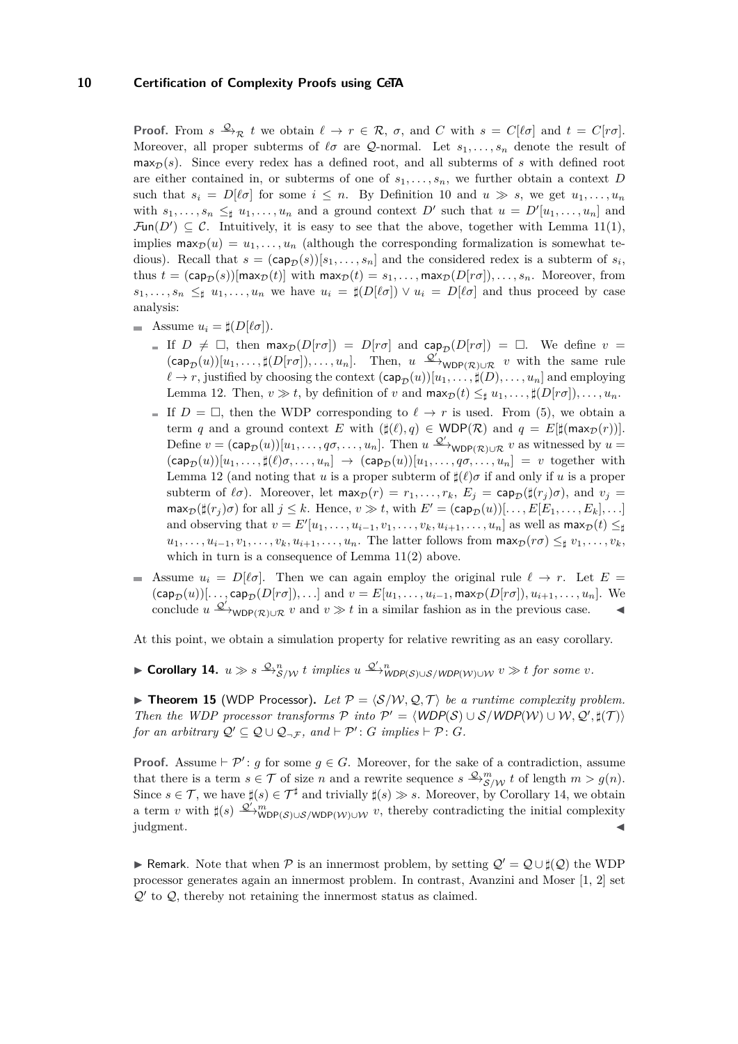**Proof.** From $s \xrightarrow{\mathcal{Q}}_{\mathcal{R}} t$ we obtain $\ell \to r \in \mathcal{R}$, $\sigma$, and $C$ with $s = C[\ell\sigma]$ and $t = C[r\sigma]$. Moreover, all proper subterms of $\ell\sigma$ are $\mathcal{Q}$-normal. Let $s_1, \ldots, s_n$ denote the result of $\mathsf{max}_{\mathcal{D}}(s)$. Since every redex has a defined root, and all subterms of $s$ with defined root are either contained in, or subterms of one of $s_1, \ldots, s_n$, we further obtain a context $D$ such that $s_i = D[\ell\sigma]$ for some $i \leq n$. By Definition 10 and $u \gg s$, we get $u_1, \ldots, u_n$ with $s_1, \ldots, s_n \leq_\sharp u_1, \ldots, u_n$ and a ground context $D'$ such that $u = D'[u_1, \ldots, u_n]$ and $\mathcal{F}\mathsf{un}(D') \subseteq \mathcal{C}$. Intuitively, it is easy to see that the above, together with Lemma 11(1), implies $\mathsf{max}_{\mathcal{D}}(u) = u_1, \ldots, u_n$ (although the corresponding formalization is somewhat tedious). Recall that $s = (\mathsf{cap}_{\mathcal{D}}(s))[s_1, \ldots, s_n]$ and the considered redex is a subterm of $s_i$, thus $t = (\mathsf{cap}_{\mathcal{D}}(s))[\mathsf{max}_{\mathcal{D}}(t)]$ with $\mathsf{max}_{\mathcal{D}}(t) = s_1, \ldots, \mathsf{max}_{\mathcal{D}}(D[r\sigma]), \ldots, s_n$. Moreover, from $s_1, \ldots, s_n \leq_\sharp u_1, \ldots, u_n$ we have $u_i = \sharp(D[\ell\sigma]) \vee u_i = D[\ell\sigma]$ and thus proceed by case analysis:

- Assume $u_i = \sharp(D[\ell\sigma])$.
  - If $D \neq \square$, then $\mathsf{max}_{\mathcal{D}}(D[r\sigma]) = D[r\sigma]$ and $\mathsf{cap}_{\mathcal{D}}(D[r\sigma]) = \square$. We define $v = (\mathsf{cap}_{\mathcal{D}}(u))[u_1, \ldots, \sharp(D[r\sigma]), \ldots, u_n]$. Then, $u \xrightarrow{\mathcal{Q}'}_{\mathsf{WDP}(\mathcal{R}) \cup \mathcal{R}} v$ with the same rule $\ell \to r$, justified by choosing the context $(\mathsf{cap}_{\mathcal{D}}(u))[u_1, \ldots, \sharp(D), \ldots, u_n]$ and employing Lemma 12. Then, $v \gg t$, by definition of $v$ and $\mathsf{max}_{\mathcal{D}}(t) \leq_\sharp u_1, \ldots, \sharp(D[r\sigma]), \ldots, u_n$.
  - If $D = \square$, then the WDP corresponding to $\ell \to r$ is used. From (5), we obtain a term $q$ and a ground context $E$ with $(\sharp(\ell), q) \in \mathsf{WDP}(\mathcal{R})$ and $q = E[\sharp(\mathsf{max}_{\mathcal{D}}(r))]$. Define $v = (\mathsf{cap}_{\mathcal{D}}(u))[u_1, \ldots, q\sigma, \ldots, u_n]$. Then $u \xrightarrow{\mathcal{Q}'}_{\mathsf{WDP}(\mathcal{R}) \cup \mathcal{R}} v$ as witnessed by $u = (\mathsf{cap}_{\mathcal{D}}(u))[u_1, \ldots, \sharp(\ell)\sigma, \ldots, u_n] \to (\mathsf{cap}_{\mathcal{D}}(u))[u_1, \ldots, q\sigma, \ldots, u_n] = v$ together with Lemma 12 (and noting that $u$ is a proper subterm of $\sharp(\ell)\sigma$ if and only if $u$ is a proper subterm of $\ell\sigma$). Moreover, let $\mathsf{max}_{\mathcal{D}}(r) = r_1, \ldots, r_k$, $E_j = \mathsf{cap}_{\mathcal{D}}(\sharp(r_j)\sigma)$, and $v_j = \mathsf{max}_{\mathcal{D}}(\sharp(r_j)\sigma)$ for all $j \leq k$. Hence, $v \gg t$, with $E' = (\mathsf{cap}_{\mathcal{D}}(u))[\ldots, E[E_1, \ldots, E_k], \ldots]$ and observing that $v = E'[u_1, \ldots, u_{i-1}, v_1, \ldots, v_k, u_{i+1}, \ldots, u_n]$ as well as $\mathsf{max}_{\mathcal{D}}(t) \leq_\sharp u_1, \ldots, u_{i-1}, v_1, \ldots, v_k, u_{i+1}, \ldots, u_n$. The latter follows from $\mathsf{max}_{\mathcal{D}}(r\sigma) \leq_\sharp v_1, \ldots, v_k$, which in turn is a consequence of Lemma 11(2) above.
- Assume $u_i = D[\ell\sigma]$. Then we can again employ the original rule $\ell \to r$. Let $E = (\mathsf{cap}_{\mathcal{D}}(u))[\ldots, \mathsf{cap}_{\mathcal{D}}(D[r\sigma]), \ldots]$ and $v = E[u_1, \ldots, u_{i-1}, \mathsf{max}_{\mathcal{D}}(D[r\sigma]), u_{i+1}, \ldots, u_n]$. We conclude $u \xrightarrow{\mathcal{Q}'}_{\mathsf{WDP}(\mathcal{R}) \cup \mathcal{R}} v$ and $v \gg t$ in a similar fashion as in the previous case. ◀

At this point, we obtain a simulation property for relative rewriting as an easy corollary.

▶ **Corollary 14.** *$u \gg s \xrightarrow{\mathcal{Q}}{}^{n}_{\mathcal{S}/\mathcal{W}} t$ implies $u \xrightarrow{\mathcal{Q}'}{}^{n}_{\mathsf{WDP}(\mathcal{S}) \cup \mathcal{S}/\mathsf{WDP}(\mathcal{W}) \cup \mathcal{W}} v \gg t$ for some $v$.*

▶ **Theorem 15** (WDP Processor)**.** *Let $\mathcal{P} = \langle \mathcal{S}/\mathcal{W}, \mathcal{Q}, \mathcal{T} \rangle$ be a runtime complexity problem. Then the WDP processor transforms $\mathcal{P}$ into $\mathcal{P}' = \langle \mathsf{WDP}(\mathcal{S}) \cup \mathcal{S}/\mathsf{WDP}(\mathcal{W}) \cup \mathcal{W}, \mathcal{Q}', \sharp(\mathcal{T}) \rangle$ for an arbitrary $\mathcal{Q}' \subseteq \mathcal{Q} \cup \mathcal{Q}_{\neg\mathcal{F}}$, and $\vdash \mathcal{P}' \colon G$ implies $\vdash \mathcal{P} \colon G$.*

**Proof.** Assume $\vdash \mathcal{P}' \colon g$ for some $g \in G$. Moreover, for the sake of a contradiction, assume that there is a term $s \in \mathcal{T}$ of size $n$ and a rewrite sequence $s \xrightarrow{\mathcal{Q}}{}^{m}_{\mathcal{S}/\mathcal{W}} t$ of length $m > g(n)$. Since $s \in \mathcal{T}$, we have $\sharp(s) \in \mathcal{T}^\sharp$ and trivially $\sharp(s) \gg s$. Moreover, by Corollary 14, we obtain a term $v$ with $\sharp(s) \xrightarrow{\mathcal{Q}'}{}^{m}_{\mathsf{WDP}(\mathcal{S}) \cup \mathcal{S}/\mathsf{WDP}(\mathcal{W}) \cup \mathcal{W}} v$, thereby contradicting the initial complexity judgment. ◀

▶ Remark. Note that when $\mathcal{P}$ is an innermost problem, by setting $\mathcal{Q}' = \mathcal{Q} \cup \sharp(\mathcal{Q})$ the WDP processor generates again an innermost problem. In contrast, Avanzini and Moser [1, 2] set $\mathcal{Q}'$ to $\mathcal{Q}$, thereby not retaining the innermost status as claimed.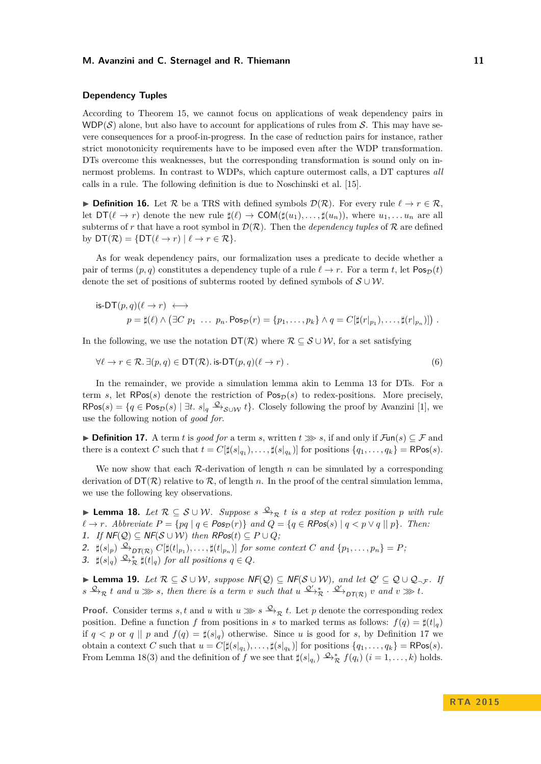### Dependency Tuples

According to Theorem 15, we cannot focus on applications of weak dependency pairs in $\mathsf{WDP}(\mathcal{S})$ alone, but also have to account for applications of rules from $\mathcal{S}$. This may have severe consequences for a proof-in-progress. In the case of reduction pairs for instance, rather strict monotonicity requirements have to be imposed even after the WDP transformation. DTs overcome this weaknesses, but the corresponding transformation is sound only on innermost problems. In contrast to WDPs, which capture outermost calls, a DT captures *all* calls in a rule. The following definition is due to Noschinski et al. [15].

▶ **Definition 16.** Let $\mathcal{R}$ be a TRS with defined symbols $\mathcal{D}(\mathcal{R})$. For every rule $\ell \to r \in \mathcal{R}$, let $\mathsf{DT}(\ell \to r)$ denote the new rule $\sharp(\ell) \to \mathsf{COM}(\sharp(u_1), \ldots, \sharp(u_n))$, where $u_1, \ldots u_n$ are all subterms of $r$ that have a root symbol in $\mathcal{D}(\mathcal{R})$. Then the *dependency tuples* of $\mathcal{R}$ are defined by $\mathsf{DT}(\mathcal{R}) = \{\mathsf{DT}(\ell \to r) \mid \ell \to r \in \mathcal{R}\}$.

As for weak dependency pairs, our formalization uses a predicate to decide whether a pair of terms $(p, q)$ constitutes a dependency tuple of a rule $\ell \to r$. For a term $t$, let $\mathsf{Pos}_{\mathcal{D}}(t)$ denote the set of positions of subterms rooted by defined symbols of $\mathcal{S} \cup \mathcal{W}$.

$$\mathsf{is\text{-}DT}(p, q)(\ell \to r) \longleftrightarrow \\ p = \sharp(\ell) \wedge \left(\exists C\ p_1\ \ldots\ p_n.\, \mathsf{Pos}_{\mathcal{D}}(r) = \{p_1, \ldots, p_k\} \wedge q = C[\sharp(r|_{p_1}), \ldots, \sharp(r|_{p_n})]\right) .$$

In the following, we use the notation $\mathsf{DT}(\mathcal{R})$ where $\mathcal{R} \subseteq \mathcal{S} \cup \mathcal{W}$, for a set satisfying

$$\forall \ell \to r \in \mathcal{R}.\, \exists (p, q) \in \mathsf{DT}(\mathcal{R}).\, \mathsf{is\text{-}DT}(p, q)(\ell \to r) . \tag{6}$$

In the remainder, we provide a simulation lemma akin to Lemma 13 for DTs. For a term $s$, let $\mathsf{RPos}(s)$ denote the restriction of $\mathsf{Pos}_{\mathcal{D}}(s)$ to redex-positions. More precisely, $\mathsf{RPos}(s) = \{q \in \mathsf{Pos}_{\mathcal{D}}(s) \mid \exists t.\ s|_q \xrightarrow{\mathcal{Q}}_{\mathcal{S} \cup \mathcal{W}} t\}$. Closely following the proof by Avanzini [1], we use the following notion of *good for*.

▶ **Definition 17.** A term $t$ is *good for* a term $s$, written $t \ggg s$, if and only if $\mathcal{F}\mathsf{un}(s) \subseteq \mathcal{F}$ and there is a context $C$ such that $t = C[\sharp(s|_{q_1}), \ldots, \sharp(s|_{q_k})]$ for positions $\{q_1, \ldots, q_k\} = \mathsf{RPos}(s)$.

We now show that each $\mathcal{R}$-derivation of length $n$ can be simulated by a corresponding derivation of $\mathsf{DT}(\mathcal{R})$ relative to $\mathcal{R}$, of length $n$. In the proof of the central simulation lemma, we use the following key observations.

▶ **Lemma 18.** *Let $\mathcal{R} \subseteq \mathcal{S} \cup \mathcal{W}$. Suppose $s \xrightarrow{\mathcal{Q}}_{\mathcal{R}} t$ is a step at redex position $p$ with rule $\ell \to r$. Abbreviate $P = \{pq \mid q \in \mathsf{Pos}_{\mathcal{D}}(r)\}$ and $Q = \{q \in \mathsf{RPos}(s) \mid q < p \vee q \parallel p\}$. Then:*
1. *If $\mathsf{NF}(\mathcal{Q}) \subseteq \mathsf{NF}(\mathcal{S} \cup \mathcal{W})$ then $\mathsf{RPos}(t) \subseteq P \cup Q$;*
2. *$\sharp(s|_p) \xrightarrow{\mathcal{Q}}_{\mathsf{DT}(\mathcal{R})} C[\sharp(t|_{p_1}), \ldots, \sharp(t|_{p_n})]$ for some context $C$ and $\{p_1, \ldots, p_n\} = P$;*
3. *$\sharp(s|_q) \xrightarrow{\mathcal{Q}}{}^{*}_{\mathcal{R}} \sharp(t|_q)$ for all positions $q \in Q$.*

▶ **Lemma 19.** *Let $\mathcal{R} \subseteq \mathcal{S} \cup \mathcal{W}$, suppose $\mathsf{NF}(\mathcal{Q}) \subseteq \mathsf{NF}(\mathcal{S} \cup \mathcal{W})$, and let $\mathcal{Q}' \subseteq \mathcal{Q} \cup \mathcal{Q}_{\neg\mathcal{F}}$. If $s \xrightarrow{\mathcal{Q}}_{\mathcal{R}} t$ and $u \ggg s$, then there is a term $v$ such that $u \xrightarrow{\mathcal{Q}'}{}^{*}_{\mathcal{R}} \cdot \xrightarrow{\mathcal{Q}'}_{\mathsf{DT}(\mathcal{R})} v$ and $v \ggg t$.*

**Proof.** Consider terms $s, t$ and $u$ with $u \ggg s \xrightarrow{\mathcal{Q}}_{\mathcal{R}} t$. Let $p$ denote the corresponding redex position. Define a function $f$ from positions in $s$ to marked terms as follows: $f(q) = \sharp(t|_q)$ if $q < p$ or $q \parallel p$ and $f(q) = \sharp(s|_q)$ otherwise. Since $u$ is good for $s$, by Definition 17 we obtain a context $C$ such that $u = C[\sharp(s|_{q_1}), \ldots, \sharp(s|_{q_k})]$ for positions $\{q_1, \ldots, q_k\} = \mathsf{RPos}(s)$. From Lemma 18(3) and the definition of $f$ we see that $\sharp(s|_{q_i}) \xrightarrow{\mathcal{Q}}{}^{*}_{\mathcal{R}} f(q_i)$ $(i = 1, \ldots, k)$ holds.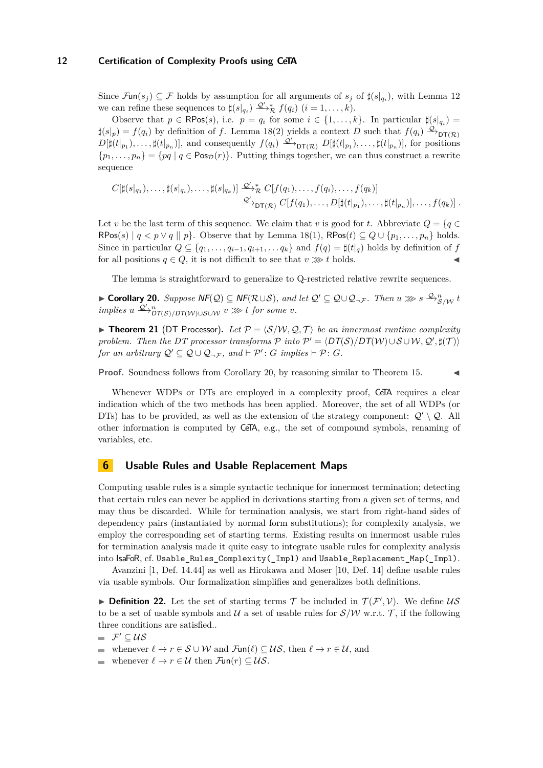Since $\mathcal{F}\mathsf{un}(s_j) \subseteq \mathcal{F}$ holds by assumption for all arguments of $s_j$ of $\sharp(s|_{q_i})$, with Lemma 12 we can refine these sequences to $\sharp(s|_{q_i}) \xrightarrow{\mathcal{Q}'}{}^{*}_{\mathcal{R}} f(q_i)$ $(i = 1, \ldots, k)$.

Observe that $p \in \mathsf{RPos}(s)$, i.e. $p = q_i$ for some $i \in \{1, \ldots, k\}$. In particular $\sharp(s|_{q_i}) = \sharp(s|_p) = f(q_i)$ by definition of $f$. Lemma 18(2) yields a context $D$ such that $f(q_i) \xrightarrow{\mathcal{Q}}_{\mathsf{DT}(\mathcal{R})} D[\sharp(t|_{p_1}), \ldots, \sharp(t|_{p_n})]$, and consequently $f(q_i) \xrightarrow{\mathcal{Q}'}_{\mathsf{DT}(\mathcal{R})} D[\sharp(t|_{p_1}), \ldots, \sharp(t|_{p_n})]$, for positions $\{p_1, \ldots, p_n\} = \{pq \mid q \in \mathsf{Pos}_{\mathcal{D}}(r)\}$. Putting things together, we can thus construct a rewrite sequence

$$C[\sharp(s|_{q_1}), \ldots, \sharp(s|_{q_i}), \ldots, \sharp(s|_{q_k})] \xrightarrow{\mathcal{Q}'}{}^{*}_{\mathcal{R}} C[f(q_1), \ldots, f(q_i), \ldots, f(q_k)] \xrightarrow{\mathcal{Q}'}_{\mathsf{DT}(\mathcal{R})} C[f(q_1), \ldots, D[\sharp(t|_{p_1}), \ldots, \sharp(t|_{p_n})], \ldots, f(q_k)] \,.$$

Let $v$ be the last term of this sequence. We claim that $v$ is good for $t$. Abbreviate $Q = \{q \in \mathsf{RPos}(s) \mid q < p \vee q \parallel p\}$. Observe that by Lemma 18(1), $\mathsf{RPos}(t) \subseteq Q \cup \{p_1, \ldots, p_n\}$ holds. Since in particular $Q \subseteq \{q_1, \ldots, q_{i-1}, q_{i+1}, \ldots q_k\}$ and $f(q) = \sharp(t|_q)$ holds by definition of $f$ for all positions $q \in Q$, it is not difficult to see that $v \ggg t$ holds. ◀

The lemma is straightforward to generalize to Q-restricted relative rewrite sequences.

▶ **Corollary 20.** *Suppose $\mathsf{NF}(\mathcal{Q}) \subseteq \mathsf{NF}(\mathcal{R} \cup \mathcal{S})$, and let $\mathcal{Q}' \subseteq \mathcal{Q} \cup \mathcal{Q}_{\neg\mathcal{F}}$. Then $u \ggg s \xrightarrow{\mathcal{Q}}{}^{n}_{\mathcal{S}/\mathcal{W}} t$ implies $u \xrightarrow{\mathcal{Q}'}{}^{n}_{\mathsf{DT}(\mathcal{S})/\mathsf{DT}(\mathcal{W}) \cup \mathcal{S} \cup \mathcal{W}} v \ggg t$ for some $v$.*

▶ **Theorem 21** (DT Processor). *Let $\mathcal{P} = \langle \mathcal{S}/\mathcal{W}, \mathcal{Q}, \mathcal{T} \rangle$ be an innermost runtime complexity problem. Then the DT processor transforms $\mathcal{P}$ into $\mathcal{P}' = \langle \mathsf{DT}(\mathcal{S})/\mathsf{DT}(\mathcal{W}) \cup \mathcal{S} \cup \mathcal{W}, \mathcal{Q}', \sharp(\mathcal{T}) \rangle$ for an arbitrary $\mathcal{Q}' \subseteq \mathcal{Q} \cup \mathcal{Q}_{\neg\mathcal{F}}$, and $\vdash \mathcal{P}' \colon G$ implies $\vdash \mathcal{P} \colon G$.*

**Proof.** Soundness follows from Corollary 20, by reasoning similar to Theorem 15. ◀

Whenever WDPs or DTs are employed in a complexity proof, CeTA requires a clear indication which of the two methods has been applied. Moreover, the set of all WDPs (or DTs) has to be provided, as well as the extension of the strategy component: $\mathcal{Q}' \setminus \mathcal{Q}$. All other information is computed by CeTA, e.g., the set of compound symbols, renaming of variables, etc.

## 6 Usable Rules and Usable Replacement Maps

Computing usable rules is a simple syntactic technique for innermost termination; detecting that certain rules can never be applied in derivations starting from a given set of terms, and may thus be discarded. While for termination analysis, we start from right-hand sides of dependency pairs (instantiated by normal form substitutions); for complexity analysis, we employ the corresponding set of starting terms. Existing results on innermost usable rules for termination analysis made it quite easy to integrate usable rules for complexity analysis into IsaFoR, cf. `Usable_Rules_Complexity(_Impl)` and `Usable_Replacement_Map(_Impl)`.

Avanzini [1, Def. 14.44] as well as Hirokawa and Moser [10, Def. 14] define usable rules via usable symbols. Our formalization simplifies and generalizes both definitions.

▶ **Definition 22.** Let the set of starting terms $\mathcal{T}$ be included in $\mathcal{T}(\mathcal{F}', \mathcal{V})$. We define $\mathcal{US}$ to be a set of usable symbols and $\mathcal{U}$ a set of usable rules for $\mathcal{S}/\mathcal{W}$ w.r.t. $\mathcal{T}$, if the following three conditions are satisfied..

- $\mathcal{F}' \subseteq \mathcal{US}$
- whenever $\ell \to r \in \mathcal{S} \cup \mathcal{W}$ and $\mathcal{F}\mathsf{un}(\ell) \subseteq \mathcal{US}$, then $\ell \to r \in \mathcal{U}$, and
- whenever $\ell \to r \in \mathcal{U}$ then $\mathcal{F}\mathsf{un}(r) \subseteq \mathcal{US}$.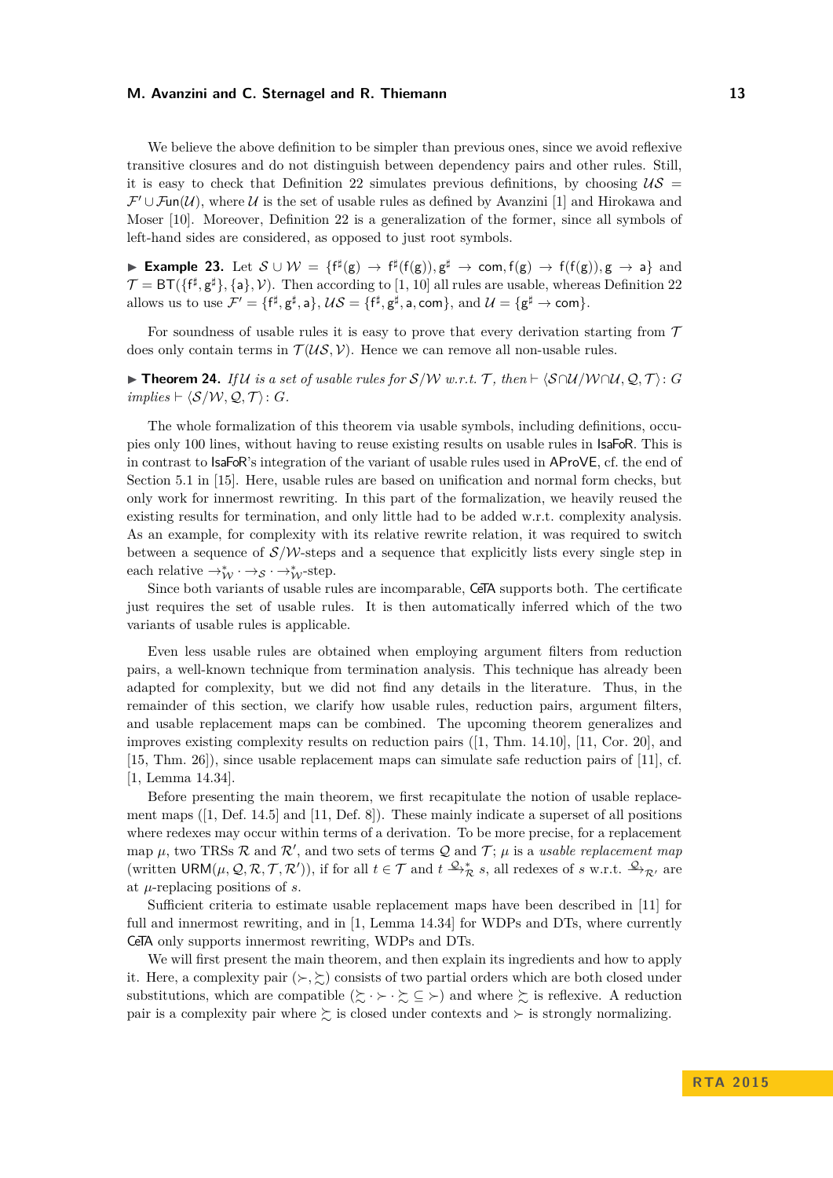We believe the above definition to be simpler than previous ones, since we avoid reflexive transitive closures and do not distinguish between dependency pairs and other rules. Still, it is easy to check that Definition 22 simulates previous definitions, by choosing $\mathcal{US} = \mathcal{F}' \cup \mathcal{F}\mathsf{un}(\mathcal{U})$, where $\mathcal{U}$ is the set of usable rules as defined by Avanzini [1] and Hirokawa and Moser [10]. Moreover, Definition 22 is a generalization of the former, since all symbols of left-hand sides are considered, as opposed to just root symbols.

▶ **Example 23.** Let $\mathcal{S} \cup \mathcal{W} = \{\mathsf{f}^\sharp(\mathsf{g}) \to \mathsf{f}^\sharp(\mathsf{f}(\mathsf{g})), \mathsf{g}^\sharp \to \mathsf{com}, \mathsf{f}(\mathsf{g}) \to \mathsf{f}(\mathsf{f}(\mathsf{g})), \mathsf{g} \to \mathsf{a}\}$ and $\mathcal{T} = \mathsf{BT}(\{\mathsf{f}^\sharp, \mathsf{g}^\sharp\}, \{\mathsf{a}\}, \mathcal{V})$. Then according to [1, 10] all rules are usable, whereas Definition 22 allows us to use $\mathcal{F}' = \{\mathsf{f}^\sharp, \mathsf{g}^\sharp, \mathsf{a}\}$, $\mathcal{US} = \{\mathsf{f}^\sharp, \mathsf{g}^\sharp, \mathsf{a}, \mathsf{com}\}$, and $\mathcal{U} = \{\mathsf{g}^\sharp \to \mathsf{com}\}$.

For soundness of usable rules it is easy to prove that every derivation starting from $\mathcal{T}$ does only contain terms in $\mathcal{T}(\mathcal{US}, \mathcal{V})$. Hence we can remove all non-usable rules.

▶ **Theorem 24.** *If $\mathcal{U}$ is a set of usable rules for $\mathcal{S}/\mathcal{W}$ w.r.t. $\mathcal{T}$, then $\vdash \langle \mathcal{S} \cap \mathcal{U} / \mathcal{W} \cap \mathcal{U}, \mathcal{Q}, \mathcal{T} \rangle \colon G$ implies $\vdash \langle \mathcal{S}/\mathcal{W}, \mathcal{Q}, \mathcal{T} \rangle \colon G$.*

The whole formalization of this theorem via usable symbols, including definitions, occupies only 100 lines, without having to reuse existing results on usable rules in IsaFoR. This is in contrast to IsaFoR's integration of the variant of usable rules used in AProVE, cf. the end of Section 5.1 in [15]. Here, usable rules are based on unification and normal form checks, but only work for innermost rewriting. In this part of the formalization, we heavily reused the existing results for termination, and only little had to be added w.r.t. complexity analysis. As an example, for complexity with its relative rewrite relation, it was required to switch between a sequence of $\mathcal{S}/\mathcal{W}$-steps and a sequence that explicitly lists every single step in each relative $\to_{\mathcal{W}}^* \cdot \to_{\mathcal{S}} \cdot \to_{\mathcal{W}}^*$-step.

Since both variants of usable rules are incomparable, CeTA supports both. The certificate just requires the set of usable rules. It is then automatically inferred which of the two variants of usable rules is applicable.

Even less usable rules are obtained when employing argument filters from reduction pairs, a well-known technique from termination analysis. This technique has already been adapted for complexity, but we did not find any details in the literature. Thus, in the remainder of this section, we clarify how usable rules, reduction pairs, argument filters, and usable replacement maps can be combined. The upcoming theorem generalizes and improves existing complexity results on reduction pairs ([1, Thm. 14.10], [11, Cor. 20], and [15, Thm. 26]), since usable replacement maps can simulate safe reduction pairs of [11], cf. [1, Lemma 14.34].

Before presenting the main theorem, we first recapitulate the notion of usable replacement maps ([1, Def. 14.5] and [11, Def. 8]). These mainly indicate a superset of all positions where redexes may occur within terms of a derivation. To be more precise, for a replacement map $\mu$, two TRSs $\mathcal{R}$ and $\mathcal{R}'$, and two sets of terms $\mathcal{Q}$ and $\mathcal{T}$; $\mu$ is a *usable replacement map* (written $\mathsf{URM}(\mu, \mathcal{Q}, \mathcal{R}, \mathcal{T}, \mathcal{R}')$), if for all $t \in \mathcal{T}$ and $t \xrightarrow{\mathcal{Q}}_{\mathcal{R}}^* s$, all redexes of $s$ w.r.t. $\xrightarrow{\mathcal{Q}}_{\mathcal{R}'}$ are at $\mu$-replacing positions of $s$.

Sufficient criteria to estimate usable replacement maps have been described in [11] for full and innermost rewriting, and in [1, Lemma 14.34] for WDPs and DTs, where currently CeTA only supports innermost rewriting, WDPs and DTs.

We will first present the main theorem, and then explain its ingredients and how to apply it. Here, a complexity pair $(\succ, \succsim)$ consists of two partial orders which are both closed under substitutions, which are compatible ($\succsim \cdot \succ \cdot \succsim \subseteq \succ$) and where $\succsim$ is reflexive. A reduction pair is a complexity pair where $\succsim$ is closed under contexts and $\succ$ is strongly normalizing.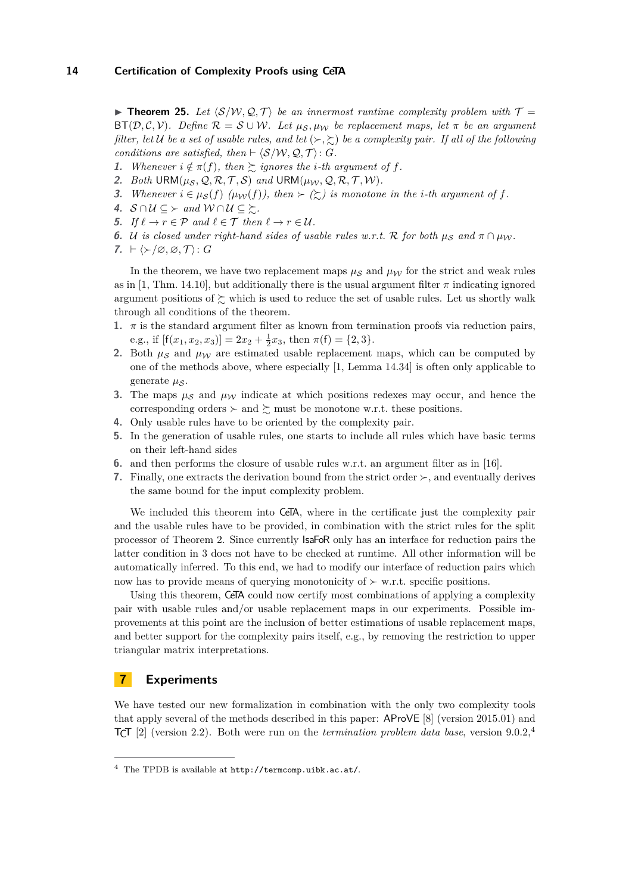▶ **Theorem 25.** *Let $\langle \mathcal{S}/\mathcal{W}, \mathcal{Q}, \mathcal{T}\rangle$ be an innermost runtime complexity problem with $\mathcal{T} = \mathsf{BT}(\mathcal{D}, \mathcal{C}, \mathcal{V})$. Define $\mathcal{R} = \mathcal{S} \cup \mathcal{W}$. Let $\mu_\mathcal{S}, \mu_\mathcal{W}$ be replacement maps, let $\pi$ be an argument filter, let $\mathcal{U}$ be a set of usable rules, and let $(\succ, \succsim)$ be a complexity pair. If all of the following conditions are satisfied, then $\vdash \langle \mathcal{S}/\mathcal{W}, \mathcal{Q}, \mathcal{T}\rangle : G$.*

1. *Whenever $i \notin \pi(f)$, then $\succsim$ ignores the $i$-th argument of $f$.*
2. *Both $\mathsf{URM}(\mu_\mathcal{S}, \mathcal{Q}, \mathcal{R}, \mathcal{T}, \mathcal{S})$ and $\mathsf{URM}(\mu_\mathcal{W}, \mathcal{Q}, \mathcal{R}, \mathcal{T}, \mathcal{W})$.*
3. *Whenever $i \in \mu_\mathcal{S}(f)$ $(\mu_\mathcal{W}(f))$, then $\succ$ $(\succsim)$ is monotone in the $i$-th argument of $f$.*
4. *$\mathcal{S} \cap \mathcal{U} \subseteq \succ$ and $\mathcal{W} \cap \mathcal{U} \subseteq \succsim$.*
5. *If $\ell \to r \in \mathcal{P}$ and $\ell \in \mathcal{T}$ then $\ell \to r \in \mathcal{U}$.*
6. *$\mathcal{U}$ is closed under right-hand sides of usable rules w.r.t. $\mathcal{R}$ for both $\mu_\mathcal{S}$ and $\pi \cap \mu_\mathcal{W}$.*
7. *$\vdash \langle \succ/\varnothing, \varnothing, \mathcal{T}\rangle : G$*

In the theorem, we have two replacement maps $\mu_\mathcal{S}$ and $\mu_\mathcal{W}$ for the strict and weak rules as in [1, Thm. 14.10], but additionally there is the usual argument filter $\pi$ indicating ignored argument positions of $\succsim$ which is used to reduce the set of usable rules. Let us shortly walk through all conditions of the theorem.

1. $\pi$ is the standard argument filter as known from termination proofs via reduction pairs, e.g., if $[\mathsf{f}(x_1, x_2, x_3)] = 2x_2 + \frac{1}{2}x_3$, then $\pi(\mathsf{f}) = \{2, 3\}$.
2. Both $\mu_\mathcal{S}$ and $\mu_\mathcal{W}$ are estimated usable replacement maps, which can be computed by one of the methods above, where especially [1, Lemma 14.34] is often only applicable to generate $\mu_\mathcal{S}$.
3. The maps $\mu_\mathcal{S}$ and $\mu_\mathcal{W}$ indicate at which positions redexes may occur, and hence the corresponding orders $\succ$ and $\succsim$ must be monotone w.r.t. these positions.
4. Only usable rules have to be oriented by the complexity pair.
5. In the generation of usable rules, one starts to include all rules which have basic terms on their left-hand sides
6. and then performs the closure of usable rules w.r.t. an argument filter as in [16].
7. Finally, one extracts the derivation bound from the strict order $\succ$, and eventually derives the same bound for the input complexity problem.

We included this theorem into CeTA, where in the certificate just the complexity pair and the usable rules have to be provided, in combination with the strict rules for the split processor of Theorem 2. Since currently IsaFoR only has an interface for reduction pairs the latter condition in 3 does not have to be checked at runtime. All other information will be automatically inferred. To this end, we had to modify our interface of reduction pairs which now has to provide means of querying monotonicity of $\succ$ w.r.t. specific positions.

Using this theorem, CeTA could now certify most combinations of applying a complexity pair with usable rules and/or usable replacement maps in our experiments. Possible improvements at this point are the inclusion of better estimations of usable replacement maps, and better support for the complexity pairs itself, e.g., by removing the restriction to upper triangular matrix interpretations.

## 7 Experiments

We have tested our new formalization in combination with the only two complexity tools that apply several of the methods described in this paper: AProVE [8] (version 2015.01) and TCT [2] (version 2.2). Both were run on the *termination problem data base*, version 9.0.2,[4]

[4] The TPDB is available at `http://termcomp.uibk.ac.at/`.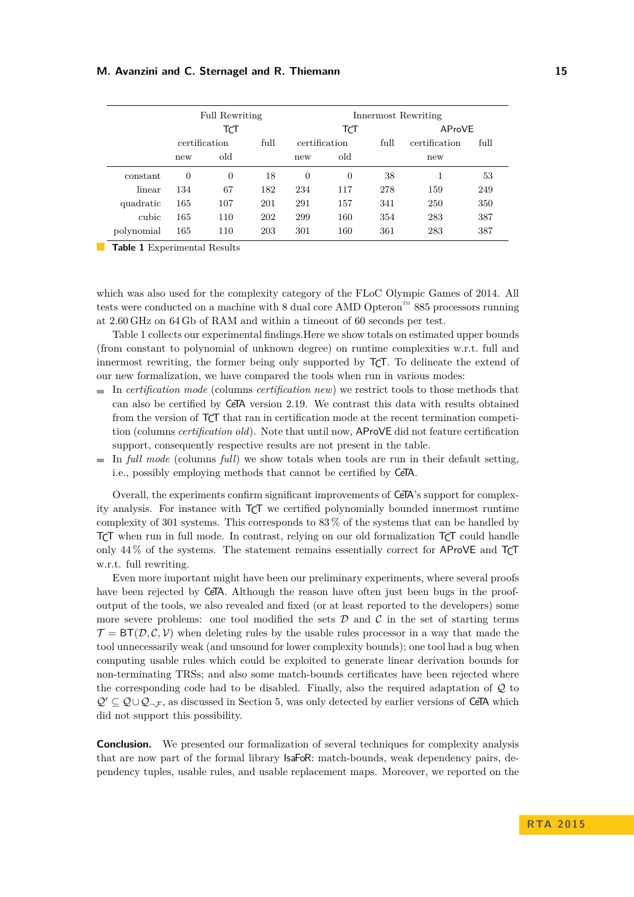| | Full Rewriting | | | Innermost Rewriting | | | | |
|---|---|---|---|---|---|---|---|---|
| | TCT | | | TCT | | | AProVE | |
| | certification | | full | certification | | full | certification | full |
| | new | old | | new | old | | new | |
| constant | 0 | 0 | 18 | 0 | 0 | 38 | 1 | 53 |
| linear | 134 | 67 | 182 | 234 | 117 | 278 | 159 | 249 |
| quadratic | 165 | 107 | 201 | 291 | 157 | 341 | 250 | 350 |
| cubic | 165 | 110 | 202 | 299 | 160 | 354 | 283 | 387 |
| polynomial | 165 | 110 | 203 | 301 | 160 | 361 | 283 | 387 |

**Table 1** Experimental Results

which was also used for the complexity category of the FLoC Olympic Games of 2014. All tests were conducted on a machine with 8 dual core AMD Opteron™ 885 processors running at 2.60 GHz on 64 Gb of RAM and within a timeout of 60 seconds per test.

Table 1 collects our experimental findings.Here we show totals on estimated upper bounds (from constant to polynomial of unknown degree) on runtime complexities w.r.t. full and innermost rewriting, the former being only supported by TCT. To delineate the extend of our new formalization, we have compared the tools when run in various modes:

- In *certification mode* (columns *certification new*) we restrict tools to those methods that can also be certified by CeTA version 2.19. We contrast this data with results obtained from the version of TCT that ran in certification mode at the recent termination competition (columns *certification old*). Note that until now, AProVE did not feature certification support, consequently respective results are not present in the table.
- In *full mode* (columns *full*) we show totals when tools are run in their default setting, i.e., possibly employing methods that cannot be certified by CeTA.

Overall, the experiments confirm significant improvements of CeTA's support for complexity analysis. For instance with TCT we certified polynomially bounded innermost runtime complexity of 301 systems. This corresponds to 83 % of the systems that can be handled by TCT when run in full mode. In contrast, relying on our old formalization TCT could handle only 44 % of the systems. The statement remains essentially correct for AProVE and TCT w.r.t. full rewriting.

Even more important might have been our preliminary experiments, where several proofs have been rejected by CeTA. Although the reason have often just been bugs in the proof-output of the tools, we also revealed and fixed (or at least reported to the developers) some more severe problems: one tool modified the sets $\mathcal{D}$ and $\mathcal{C}$ in the set of starting terms $\mathcal{T} = \mathsf{BT}(\mathcal{D}, \mathcal{C}, \mathcal{V})$ when deleting rules by the usable rules processor in a way that made the tool unnecessarily weak (and unsound for lower complexity bounds); one tool had a bug when computing usable rules which could be exploited to generate linear derivation bounds for non-terminating TRSs; and also some match-bounds certificates have been rejected where the corresponding code had to be disabled. Finally, also the required adaptation of $\mathcal{Q}$ to $\mathcal{Q}' \subseteq \mathcal{Q} \cup \mathcal{Q}_{\neg\mathcal{F}}$, as discussed in Section 5, was only detected by earlier versions of CeTA which did not support this possibility.

**Conclusion.** We presented our formalization of several techniques for complexity analysis that are now part of the formal library IsaFoR: match-bounds, weak dependency pairs, dependency tuples, usable rules, and usable replacement maps. Moreover, we reported on the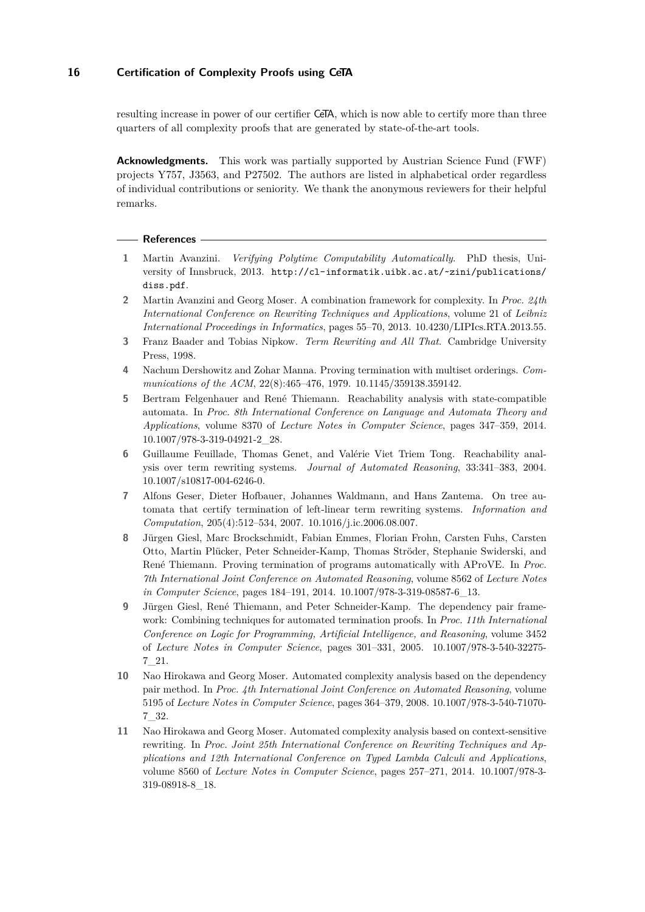resulting increase in power of our certifier CeTA, which is now able to certify more than three quarters of all complexity proofs that are generated by state-of-the-art tools.

**Acknowledgments.** This work was partially supported by Austrian Science Fund (FWF) projects Y757, J3563, and P27502. The authors are listed in alphabetical order regardless of individual contributions or seniority. We thank the anonymous reviewers for their helpful remarks.

## References

1. Martin Avanzini. *Verifying Polytime Computability Automatically*. PhD thesis, University of Innsbruck, 2013. `http://cl-informatik.uibk.ac.at/~zini/publications/diss.pdf`.
2. Martin Avanzini and Georg Moser. A combination framework for complexity. In *Proc. 24th International Conference on Rewriting Techniques and Applications*, volume 21 of *Leibniz International Proceedings in Informatics*, pages 55–70, 2013. 10.4230/LIPIcs.RTA.2013.55.
3. Franz Baader and Tobias Nipkow. *Term Rewriting and All That*. Cambridge University Press, 1998.
4. Nachum Dershowitz and Zohar Manna. Proving termination with multiset orderings. *Communications of the ACM*, 22(8):465–476, 1979. 10.1145/359138.359142.
5. Bertram Felgenhauer and René Thiemann. Reachability analysis with state-compatible automata. In *Proc. 8th International Conference on Language and Automata Theory and Applications*, volume 8370 of *Lecture Notes in Computer Science*, pages 347–359, 2014. 10.1007/978-3-319-04921-2_28.
6. Guillaume Feuillade, Thomas Genet, and Valérie Viet Triem Tong. Reachability analysis over term rewriting systems. *Journal of Automated Reasoning*, 33:341–383, 2004. 10.1007/s10817-004-6246-0.
7. Alfons Geser, Dieter Hofbauer, Johannes Waldmann, and Hans Zantema. On tree automata that certify termination of left-linear term rewriting systems. *Information and Computation*, 205(4):512–534, 2007. 10.1016/j.ic.2006.08.007.
8. Jürgen Giesl, Marc Brockschmidt, Fabian Emmes, Florian Frohn, Carsten Fuhs, Carsten Otto, Martin Plücker, Peter Schneider-Kamp, Thomas Ströder, Stephanie Swiderski, and René Thiemann. Proving termination of programs automatically with AProVE. In *Proc. 7th International Joint Conference on Automated Reasoning*, volume 8562 of *Lecture Notes in Computer Science*, pages 184–191, 2014. 10.1007/978-3-319-08587-6_13.
9. Jürgen Giesl, René Thiemann, and Peter Schneider-Kamp. The dependency pair framework: Combining techniques for automated termination proofs. In *Proc. 11th International Conference on Logic for Programming, Artificial Intelligence, and Reasoning*, volume 3452 of *Lecture Notes in Computer Science*, pages 301–331, 2005. 10.1007/978-3-540-32275-7_21.
10. Nao Hirokawa and Georg Moser. Automated complexity analysis based on the dependency pair method. In *Proc. 4th International Joint Conference on Automated Reasoning*, volume 5195 of *Lecture Notes in Computer Science*, pages 364–379, 2008. 10.1007/978-3-540-71070-7_32.
11. Nao Hirokawa and Georg Moser. Automated complexity analysis based on context-sensitive rewriting. In *Proc. Joint 25th International Conference on Rewriting Techniques and Applications and 12th International Conference on Typed Lambda Calculi and Applications*, volume 8560 of *Lecture Notes in Computer Science*, pages 257–271, 2014. 10.1007/978-3-319-08918-8_18.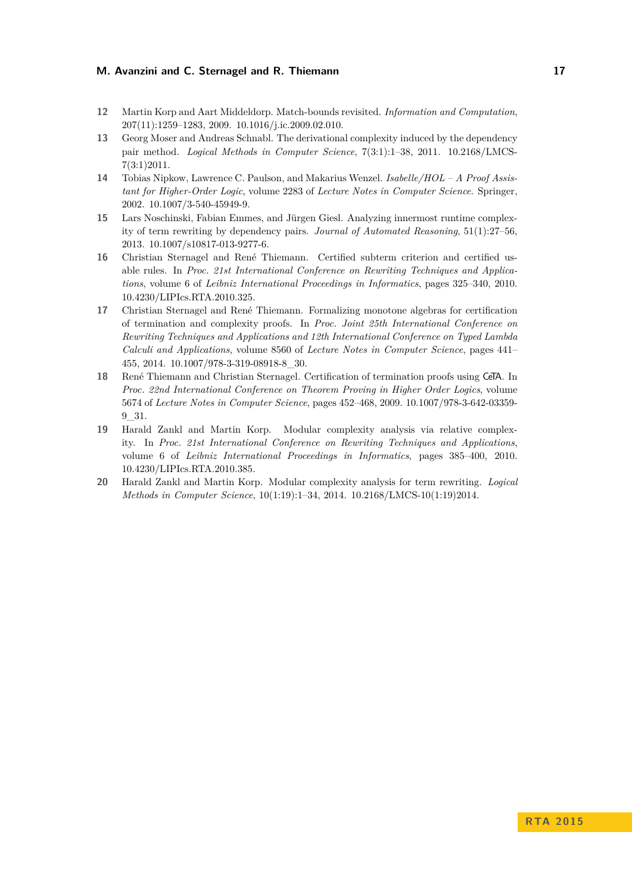**12** Martin Korp and Aart Middeldorp. Match-bounds revisited. *Information and Computation*, 207(11):1259–1283, 2009. 10.1016/j.ic.2009.02.010.

**13** Georg Moser and Andreas Schnabl. The derivational complexity induced by the dependency pair method. *Logical Methods in Computer Science*, 7(3:1):1–38, 2011. 10.2168/LMCS-7(3:1)2011.

**14** Tobias Nipkow, Lawrence C. Paulson, and Makarius Wenzel. *Isabelle/HOL – A Proof Assistant for Higher-Order Logic*, volume 2283 of *Lecture Notes in Computer Science*. Springer, 2002. 10.1007/3-540-45949-9.

**15** Lars Noschinski, Fabian Emmes, and Jürgen Giesl. Analyzing innermost runtime complexity of term rewriting by dependency pairs. *Journal of Automated Reasoning*, 51(1):27–56, 2013. 10.1007/s10817-013-9277-6.

**16** Christian Sternagel and René Thiemann. Certified subterm criterion and certified usable rules. In *Proc. 21st International Conference on Rewriting Techniques and Applications*, volume 6 of *Leibniz International Proceedings in Informatics*, pages 325–340, 2010. 10.4230/LIPIcs.RTA.2010.325.

**17** Christian Sternagel and René Thiemann. Formalizing monotone algebras for certification of termination and complexity proofs. In *Proc. Joint 25th International Conference on Rewriting Techniques and Applications and 12th International Conference on Typed Lambda Calculi and Applications*, volume 8560 of *Lecture Notes in Computer Science*, pages 441–455, 2014. 10.1007/978-3-319-08918-8_30.

**18** René Thiemann and Christian Sternagel. Certification of termination proofs using CeTA. In *Proc. 22nd International Conference on Theorem Proving in Higher Order Logics*, volume 5674 of *Lecture Notes in Computer Science*, pages 452–468, 2009. 10.1007/978-3-642-03359-9_31.

**19** Harald Zankl and Martin Korp. Modular complexity analysis via relative complexity. In *Proc. 21st International Conference on Rewriting Techniques and Applications*, volume 6 of *Leibniz International Proceedings in Informatics*, pages 385–400, 2010. 10.4230/LIPIcs.RTA.2010.385.

**20** Harald Zankl and Martin Korp. Modular complexity analysis for term rewriting. *Logical Methods in Computer Science*, 10(1:19):1–34, 2014. 10.2168/LMCS-10(1:19)2014.